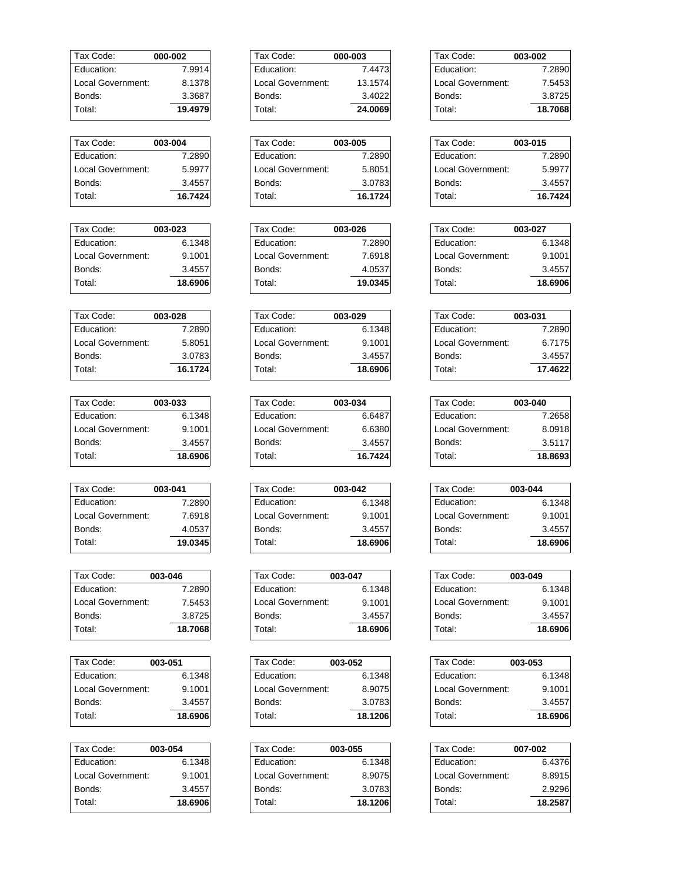| Tax Code: | 000-002 |
|---|---|
| Education: | 7.9914 |
| Local Government: | 8.1378 |
| Bonds: | 3.3687 |
| Total: | **19.4979** |

| Tax Code: | 000-003 |
|---|---|
| Education: | 7.4473 |
| Local Government: | 13.1574 |
| Bonds: | 3.4022 |
| Total: | **24.0069** |

| Tax Code: | 003-002 |
|---|---|
| Education: | 7.2890 |
| Local Government: | 7.5453 |
| Bonds: | 3.8725 |
| Total: | **18.7068** |

| Tax Code: | 003-004 |
|---|---|
| Education: | 7.2890 |
| Local Government: | 5.9977 |
| Bonds: | 3.4557 |
| Total: | **16.7424** |

| Tax Code: | 003-005 |
|---|---|
| Education: | 7.2890 |
| Local Government: | 5.8051 |
| Bonds: | 3.0783 |
| Total: | **16.1724** |

| Tax Code: | 003-015 |
|---|---|
| Education: | 7.2890 |
| Local Government: | 5.9977 |
| Bonds: | 3.4557 |
| Total: | **16.7424** |

| Tax Code: | 003-023 |
|---|---|
| Education: | 6.1348 |
| Local Government: | 9.1001 |
| Bonds: | 3.4557 |
| Total: | **18.6906** |

| Tax Code: | 003-026 |
|---|---|
| Education: | 7.2890 |
| Local Government: | 7.6918 |
| Bonds: | 4.0537 |
| Total: | **19.0345** |

| Tax Code: | 003-027 |
|---|---|
| Education: | 6.1348 |
| Local Government: | 9.1001 |
| Bonds: | 3.4557 |
| Total: | **18.6906** |

| Tax Code: | 003-028 |
|---|---|
| Education: | 7.2890 |
| Local Government: | 5.8051 |
| Bonds: | 3.0783 |
| Total: | **16.1724** |

| Tax Code: | 003-029 |
|---|---|
| Education: | 6.1348 |
| Local Government: | 9.1001 |
| Bonds: | 3.4557 |
| Total: | **18.6906** |

| Tax Code: | 003-031 |
|---|---|
| Education: | 7.2890 |
| Local Government: | 6.7175 |
| Bonds: | 3.4557 |
| Total: | **17.4622** |

| Tax Code: | 003-033 |
|---|---|
| Education: | 6.1348 |
| Local Government: | 9.1001 |
| Bonds: | 3.4557 |
| Total: | **18.6906** |

| Tax Code: | 003-034 |
|---|---|
| Education: | 6.6487 |
| Local Government: | 6.6380 |
| Bonds: | 3.4557 |
| Total: | **16.7424** |

| Tax Code: | 003-040 |
|---|---|
| Education: | 7.2658 |
| Local Government: | 8.0918 |
| Bonds: | 3.5117 |
| Total: | **18.8693** |

| Tax Code: | 003-041 |
|---|---|
| Education: | 7.2890 |
| Local Government: | 7.6918 |
| Bonds: | 4.0537 |
| Total: | **19.0345** |

| Tax Code: | 003-042 |
|---|---|
| Education: | 6.1348 |
| Local Government: | 9.1001 |
| Bonds: | 3.4557 |
| Total: | **18.6906** |

| Tax Code: | 003-044 |
|---|---|
| Education: | 6.1348 |
| Local Government: | 9.1001 |
| Bonds: | 3.4557 |
| Total: | **18.6906** |

| Tax Code: | 003-046 |
|---|---|
| Education: | 7.2890 |
| Local Government: | 7.5453 |
| Bonds: | 3.8725 |
| Total: | **18.7068** |

| Tax Code: | 003-047 |
|---|---|
| Education: | 6.1348 |
| Local Government: | 9.1001 |
| Bonds: | 3.4557 |
| Total: | **18.6906** |

| Tax Code: | 003-049 |
|---|---|
| Education: | 6.1348 |
| Local Government: | 9.1001 |
| Bonds: | 3.4557 |
| Total: | **18.6906** |

| Tax Code: | 003-051 |
|---|---|
| Education: | 6.1348 |
| Local Government: | 9.1001 |
| Bonds: | 3.4557 |
| Total: | **18.6906** |

| Tax Code: | 003-052 |
|---|---|
| Education: | 6.1348 |
| Local Government: | 8.9075 |
| Bonds: | 3.0783 |
| Total: | **18.1206** |

| Tax Code: | 003-053 |
|---|---|
| Education: | 6.1348 |
| Local Government: | 9.1001 |
| Bonds: | 3.4557 |
| Total: | **18.6906** |

| Tax Code: | 003-054 |
|---|---|
| Education: | 6.1348 |
| Local Government: | 9.1001 |
| Bonds: | 3.4557 |
| Total: | **18.6906** |

| Tax Code: | 003-055 |
|---|---|
| Education: | 6.1348 |
| Local Government: | 8.9075 |
| Bonds: | 3.0783 |
| Total: | **18.1206** |

| Tax Code: | 007-002 |
|---|---|
| Education: | 6.4376 |
| Local Government: | 8.8915 |
| Bonds: | 2.9296 |
| Total: | **18.2587** |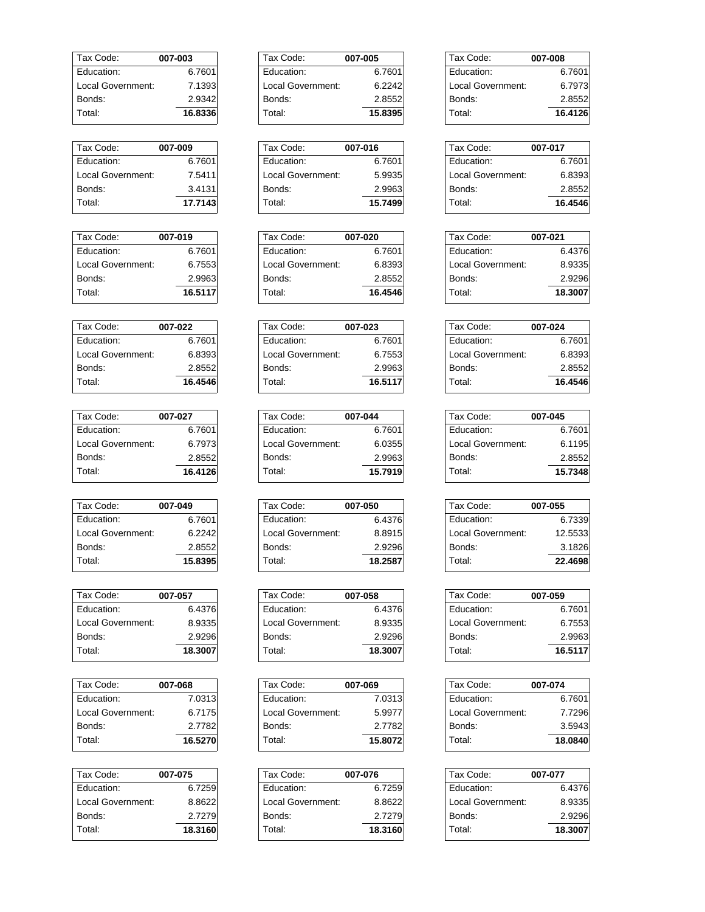| Tax Code: | 007-003 |
|---|---|
| Education: | 6.7601 |
| Local Government: | 7.1393 |
| Bonds: | 2.9342 |
| Total: | **16.8336** |

| Tax Code: | 007-005 |
|---|---|
| Education: | 6.7601 |
| Local Government: | 6.2242 |
| Bonds: | 2.8552 |
| Total: | **15.8395** |

| Tax Code: | 007-008 |
|---|---|
| Education: | 6.7601 |
| Local Government: | 6.7973 |
| Bonds: | 2.8552 |
| Total: | **16.4126** |

| Tax Code: | 007-009 |
|---|---|
| Education: | 6.7601 |
| Local Government: | 7.5411 |
| Bonds: | 3.4131 |
| Total: | **17.7143** |

| Tax Code: | 007-016 |
|---|---|
| Education: | 6.7601 |
| Local Government: | 5.9935 |
| Bonds: | 2.9963 |
| Total: | **15.7499** |

| Tax Code: | 007-017 |
|---|---|
| Education: | 6.7601 |
| Local Government: | 6.8393 |
| Bonds: | 2.8552 |
| Total: | **16.4546** |

| Tax Code: | 007-019 |
|---|---|
| Education: | 6.7601 |
| Local Government: | 6.7553 |
| Bonds: | 2.9963 |
| Total: | **16.5117** |

| Tax Code: | 007-020 |
|---|---|
| Education: | 6.7601 |
| Local Government: | 6.8393 |
| Bonds: | 2.8552 |
| Total: | **16.4546** |

| Tax Code: | 007-021 |
|---|---|
| Education: | 6.4376 |
| Local Government: | 8.9335 |
| Bonds: | 2.9296 |
| Total: | **18.3007** |

| Tax Code: | 007-022 |
|---|---|
| Education: | 6.7601 |
| Local Government: | 6.8393 |
| Bonds: | 2.8552 |
| Total: | **16.4546** |

| Tax Code: | 007-023 |
|---|---|
| Education: | 6.7601 |
| Local Government: | 6.7553 |
| Bonds: | 2.9963 |
| Total: | **16.5117** |

| Tax Code: | 007-024 |
|---|---|
| Education: | 6.7601 |
| Local Government: | 6.8393 |
| Bonds: | 2.8552 |
| Total: | **16.4546** |

| Tax Code: | 007-027 |
|---|---|
| Education: | 6.7601 |
| Local Government: | 6.7973 |
| Bonds: | 2.8552 |
| Total: | **16.4126** |

| Tax Code: | 007-044 |
|---|---|
| Education: | 6.7601 |
| Local Government: | 6.0355 |
| Bonds: | 2.9963 |
| Total: | **15.7919** |

| Tax Code: | 007-045 |
|---|---|
| Education: | 6.7601 |
| Local Government: | 6.1195 |
| Bonds: | 2.8552 |
| Total: | **15.7348** |

| Tax Code: | 007-049 |
|---|---|
| Education: | 6.7601 |
| Local Government: | 6.2242 |
| Bonds: | 2.8552 |
| Total: | **15.8395** |

| Tax Code: | 007-050 |
|---|---|
| Education: | 6.4376 |
| Local Government: | 8.8915 |
| Bonds: | 2.9296 |
| Total: | **18.2587** |

| Tax Code: | 007-055 |
|---|---|
| Education: | 6.7339 |
| Local Government: | 12.5533 |
| Bonds: | 3.1826 |
| Total: | **22.4698** |

| Tax Code: | 007-057 |
|---|---|
| Education: | 6.4376 |
| Local Government: | 8.9335 |
| Bonds: | 2.9296 |
| Total: | **18.3007** |

| Tax Code: | 007-058 |
|---|---|
| Education: | 6.4376 |
| Local Government: | 8.9335 |
| Bonds: | 2.9296 |
| Total: | **18.3007** |

| Tax Code: | 007-059 |
|---|---|
| Education: | 6.7601 |
| Local Government: | 6.7553 |
| Bonds: | 2.9963 |
| Total: | **16.5117** |

| Tax Code: | 007-068 |
|---|---|
| Education: | 7.0313 |
| Local Government: | 6.7175 |
| Bonds: | 2.7782 |
| Total: | **16.5270** |

| Tax Code: | 007-069 |
|---|---|
| Education: | 7.0313 |
| Local Government: | 5.9977 |
| Bonds: | 2.7782 |
| Total: | **15.8072** |

| Tax Code: | 007-074 |
|---|---|
| Education: | 6.7601 |
| Local Government: | 7.7296 |
| Bonds: | 3.5943 |
| Total: | **18.0840** |

| Tax Code: | 007-075 |
|---|---|
| Education: | 6.7259 |
| Local Government: | 8.8622 |
| Bonds: | 2.7279 |
| Total: | **18.3160** |

| Tax Code: | 007-076 |
|---|---|
| Education: | 6.7259 |
| Local Government: | 8.8622 |
| Bonds: | 2.7279 |
| Total: | **18.3160** |

| Tax Code: | 007-077 |
|---|---|
| Education: | 6.4376 |
| Local Government: | 8.9335 |
| Bonds: | 2.9296 |
| Total: | **18.3007** |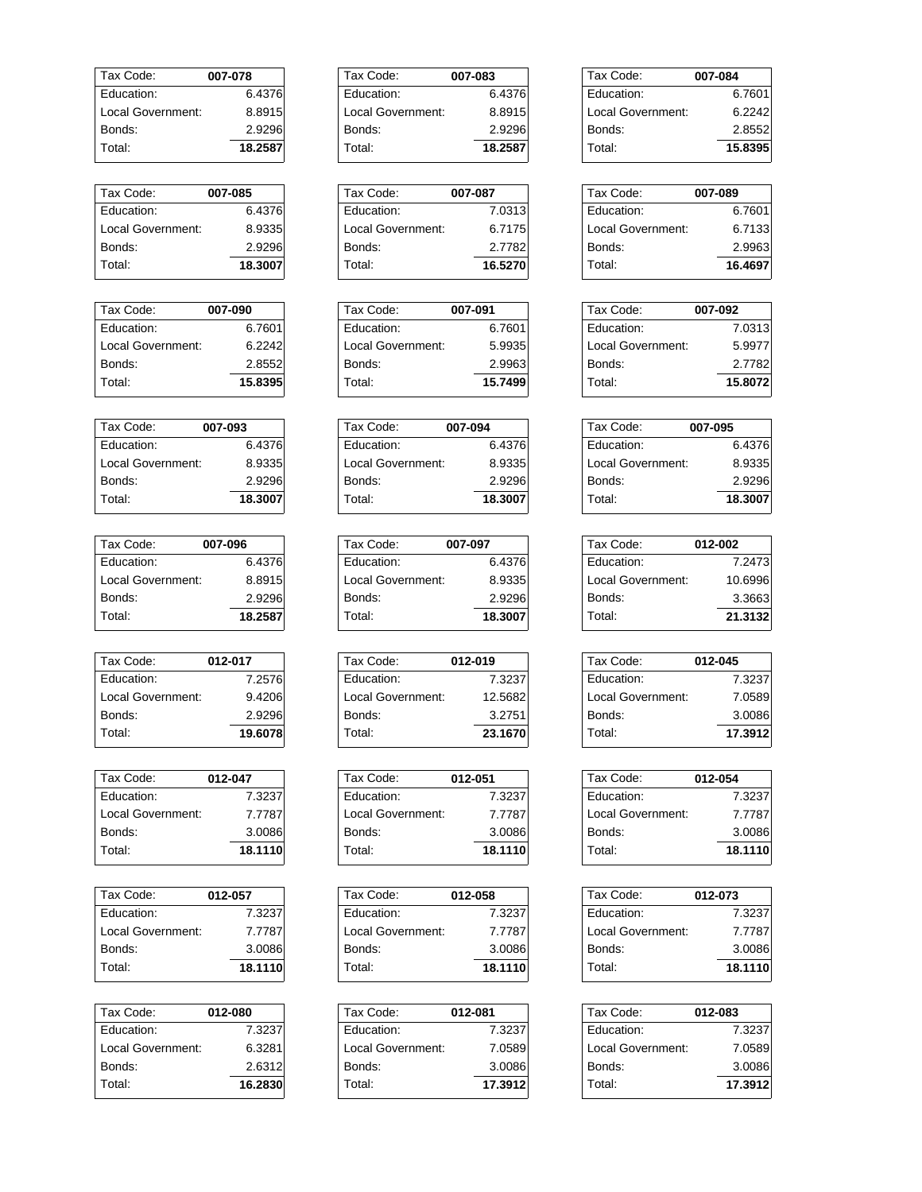| Tax Code: | 007-078 |
| --- | --- |
| Education: | 6.4376 |
| Local Government: | 8.8915 |
| Bonds: | 2.9296 |
| Total: | **18.2587** |

| Tax Code: | 007-083 |
| --- | --- |
| Education: | 6.4376 |
| Local Government: | 8.8915 |
| Bonds: | 2.9296 |
| Total: | **18.2587** |

| Tax Code: | 007-084 |
| --- | --- |
| Education: | 6.7601 |
| Local Government: | 6.2242 |
| Bonds: | 2.8552 |
| Total: | **15.8395** |

| Tax Code: | 007-085 |
| --- | --- |
| Education: | 6.4376 |
| Local Government: | 8.9335 |
| Bonds: | 2.9296 |
| Total: | **18.3007** |

| Tax Code: | 007-087 |
| --- | --- |
| Education: | 7.0313 |
| Local Government: | 6.7175 |
| Bonds: | 2.7782 |
| Total: | **16.5270** |

| Tax Code: | 007-089 |
| --- | --- |
| Education: | 6.7601 |
| Local Government: | 6.7133 |
| Bonds: | 2.9963 |
| Total: | **16.4697** |

| Tax Code: | 007-090 |
| --- | --- |
| Education: | 6.7601 |
| Local Government: | 6.2242 |
| Bonds: | 2.8552 |
| Total: | **15.8395** |

| Tax Code: | 007-091 |
| --- | --- |
| Education: | 6.7601 |
| Local Government: | 5.9935 |
| Bonds: | 2.9963 |
| Total: | **15.7499** |

| Tax Code: | 007-092 |
| --- | --- |
| Education: | 7.0313 |
| Local Government: | 5.9977 |
| Bonds: | 2.7782 |
| Total: | **15.8072** |

| Tax Code: | 007-093 |
| --- | --- |
| Education: | 6.4376 |
| Local Government: | 8.9335 |
| Bonds: | 2.9296 |
| Total: | **18.3007** |

| Tax Code: | 007-094 |
| --- | --- |
| Education: | 6.4376 |
| Local Government: | 8.9335 |
| Bonds: | 2.9296 |
| Total: | **18.3007** |

| Tax Code: | 007-095 |
| --- | --- |
| Education: | 6.4376 |
| Local Government: | 8.9335 |
| Bonds: | 2.9296 |
| Total: | **18.3007** |

| Tax Code: | 007-096 |
| --- | --- |
| Education: | 6.4376 |
| Local Government: | 8.8915 |
| Bonds: | 2.9296 |
| Total: | **18.2587** |

| Tax Code: | 007-097 |
| --- | --- |
| Education: | 6.4376 |
| Local Government: | 8.9335 |
| Bonds: | 2.9296 |
| Total: | **18.3007** |

| Tax Code: | 012-002 |
| --- | --- |
| Education: | 7.2473 |
| Local Government: | 10.6996 |
| Bonds: | 3.3663 |
| Total: | **21.3132** |

| Tax Code: | 012-017 |
| --- | --- |
| Education: | 7.2576 |
| Local Government: | 9.4206 |
| Bonds: | 2.9296 |
| Total: | **19.6078** |

| Tax Code: | 012-019 |
| --- | --- |
| Education: | 7.3237 |
| Local Government: | 12.5682 |
| Bonds: | 3.2751 |
| Total: | **23.1670** |

| Tax Code: | 012-045 |
| --- | --- |
| Education: | 7.3237 |
| Local Government: | 7.0589 |
| Bonds: | 3.0086 |
| Total: | **17.3912** |

| Tax Code: | 012-047 |
| --- | --- |
| Education: | 7.3237 |
| Local Government: | 7.7787 |
| Bonds: | 3.0086 |
| Total: | **18.1110** |

| Tax Code: | 012-051 |
| --- | --- |
| Education: | 7.3237 |
| Local Government: | 7.7787 |
| Bonds: | 3.0086 |
| Total: | **18.1110** |

| Tax Code: | 012-054 |
| --- | --- |
| Education: | 7.3237 |
| Local Government: | 7.7787 |
| Bonds: | 3.0086 |
| Total: | **18.1110** |

| Tax Code: | 012-057 |
| --- | --- |
| Education: | 7.3237 |
| Local Government: | 7.7787 |
| Bonds: | 3.0086 |
| Total: | **18.1110** |

| Tax Code: | 012-058 |
| --- | --- |
| Education: | 7.3237 |
| Local Government: | 7.7787 |
| Bonds: | 3.0086 |
| Total: | **18.1110** |

| Tax Code: | 012-073 |
| --- | --- |
| Education: | 7.3237 |
| Local Government: | 7.7787 |
| Bonds: | 3.0086 |
| Total: | **18.1110** |

| Tax Code: | 012-080 |
| --- | --- |
| Education: | 7.3237 |
| Local Government: | 6.3281 |
| Bonds: | 2.6312 |
| Total: | **16.2830** |

| Tax Code: | 012-081 |
| --- | --- |
| Education: | 7.3237 |
| Local Government: | 7.0589 |
| Bonds: | 3.0086 |
| Total: | **17.3912** |

| Tax Code: | 012-083 |
| --- | --- |
| Education: | 7.3237 |
| Local Government: | 7.0589 |
| Bonds: | 3.0086 |
| Total: | **17.3912** |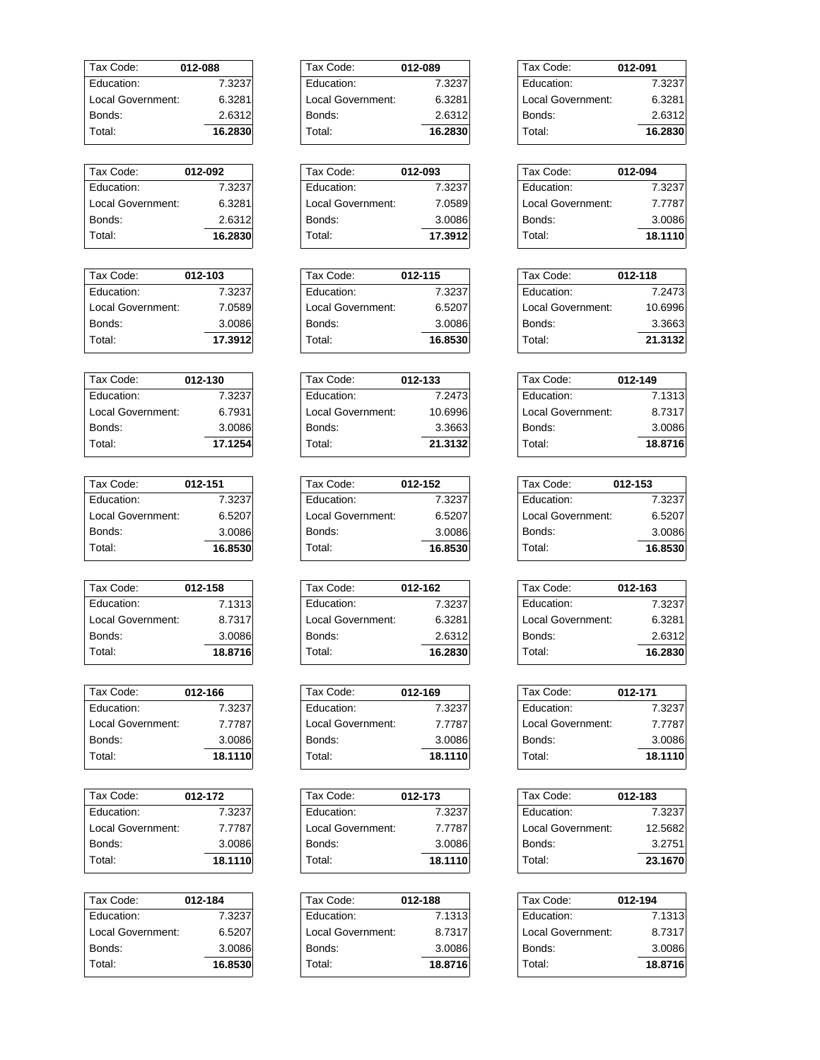| Tax Code: | 012-088 |
| --- | --- |
| Education: | 7.3237 |
| Local Government: | 6.3281 |
| Bonds: | 2.6312 |
| Total: | **16.2830** |

| Tax Code: | 012-089 |
| --- | --- |
| Education: | 7.3237 |
| Local Government: | 6.3281 |
| Bonds: | 2.6312 |
| Total: | **16.2830** |

| Tax Code: | 012-091 |
| --- | --- |
| Education: | 7.3237 |
| Local Government: | 6.3281 |
| Bonds: | 2.6312 |
| Total: | **16.2830** |

| Tax Code: | 012-092 |
| --- | --- |
| Education: | 7.3237 |
| Local Government: | 6.3281 |
| Bonds: | 2.6312 |
| Total: | **16.2830** |

| Tax Code: | 012-093 |
| --- | --- |
| Education: | 7.3237 |
| Local Government: | 7.0589 |
| Bonds: | 3.0086 |
| Total: | **17.3912** |

| Tax Code: | 012-094 |
| --- | --- |
| Education: | 7.3237 |
| Local Government: | 7.7787 |
| Bonds: | 3.0086 |
| Total: | **18.1110** |

| Tax Code: | 012-103 |
| --- | --- |
| Education: | 7.3237 |
| Local Government: | 7.0589 |
| Bonds: | 3.0086 |
| Total: | **17.3912** |

| Tax Code: | 012-115 |
| --- | --- |
| Education: | 7.3237 |
| Local Government: | 6.5207 |
| Bonds: | 3.0086 |
| Total: | **16.8530** |

| Tax Code: | 012-118 |
| --- | --- |
| Education: | 7.2473 |
| Local Government: | 10.6996 |
| Bonds: | 3.3663 |
| Total: | **21.3132** |

| Tax Code: | 012-130 |
| --- | --- |
| Education: | 7.3237 |
| Local Government: | 6.7931 |
| Bonds: | 3.0086 |
| Total: | **17.1254** |

| Tax Code: | 012-133 |
| --- | --- |
| Education: | 7.2473 |
| Local Government: | 10.6996 |
| Bonds: | 3.3663 |
| Total: | **21.3132** |

| Tax Code: | 012-149 |
| --- | --- |
| Education: | 7.1313 |
| Local Government: | 8.7317 |
| Bonds: | 3.0086 |
| Total: | **18.8716** |

| Tax Code: | 012-151 |
| --- | --- |
| Education: | 7.3237 |
| Local Government: | 6.5207 |
| Bonds: | 3.0086 |
| Total: | **16.8530** |

| Tax Code: | 012-152 |
| --- | --- |
| Education: | 7.3237 |
| Local Government: | 6.5207 |
| Bonds: | 3.0086 |
| Total: | **16.8530** |

| Tax Code: | 012-153 |
| --- | --- |
| Education: | 7.3237 |
| Local Government: | 6.5207 |
| Bonds: | 3.0086 |
| Total: | **16.8530** |

| Tax Code: | 012-158 |
| --- | --- |
| Education: | 7.1313 |
| Local Government: | 8.7317 |
| Bonds: | 3.0086 |
| Total: | **18.8716** |

| Tax Code: | 012-162 |
| --- | --- |
| Education: | 7.3237 |
| Local Government: | 6.3281 |
| Bonds: | 2.6312 |
| Total: | **16.2830** |

| Tax Code: | 012-163 |
| --- | --- |
| Education: | 7.3237 |
| Local Government: | 6.3281 |
| Bonds: | 2.6312 |
| Total: | **16.2830** |

| Tax Code: | 012-166 |
| --- | --- |
| Education: | 7.3237 |
| Local Government: | 7.7787 |
| Bonds: | 3.0086 |
| Total: | **18.1110** |

| Tax Code: | 012-169 |
| --- | --- |
| Education: | 7.3237 |
| Local Government: | 7.7787 |
| Bonds: | 3.0086 |
| Total: | **18.1110** |

| Tax Code: | 012-171 |
| --- | --- |
| Education: | 7.3237 |
| Local Government: | 7.7787 |
| Bonds: | 3.0086 |
| Total: | **18.1110** |

| Tax Code: | 012-172 |
| --- | --- |
| Education: | 7.3237 |
| Local Government: | 7.7787 |
| Bonds: | 3.0086 |
| Total: | **18.1110** |

| Tax Code: | 012-173 |
| --- | --- |
| Education: | 7.3237 |
| Local Government: | 7.7787 |
| Bonds: | 3.0086 |
| Total: | **18.1110** |

| Tax Code: | 012-183 |
| --- | --- |
| Education: | 7.3237 |
| Local Government: | 12.5682 |
| Bonds: | 3.2751 |
| Total: | **23.1670** |

| Tax Code: | 012-184 |
| --- | --- |
| Education: | 7.3237 |
| Local Government: | 6.5207 |
| Bonds: | 3.0086 |
| Total: | **16.8530** |

| Tax Code: | 012-188 |
| --- | --- |
| Education: | 7.1313 |
| Local Government: | 8.7317 |
| Bonds: | 3.0086 |
| Total: | **18.8716** |

| Tax Code: | 012-194 |
| --- | --- |
| Education: | 7.1313 |
| Local Government: | 8.7317 |
| Bonds: | 3.0086 |
| Total: | **18.8716** |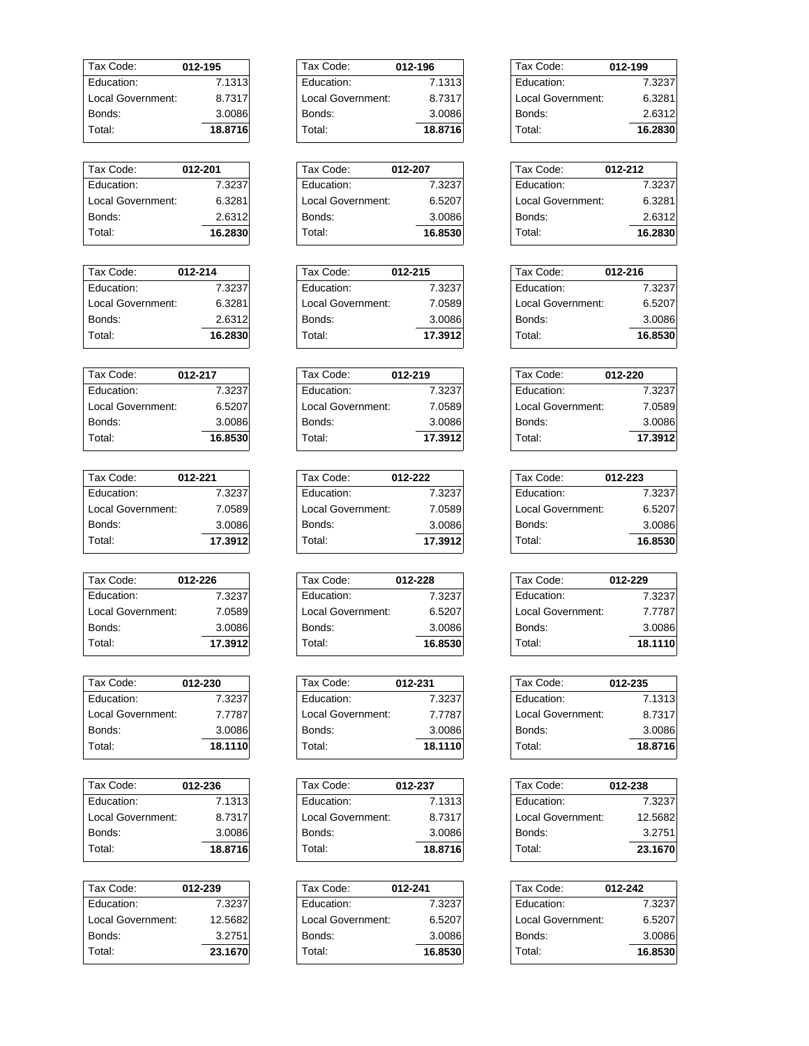| Tax Code: | 012-195 |
|---|---|
| Education: | 7.1313 |
| Local Government: | 8.7317 |
| Bonds: | 3.0086 |
| Total: | **18.8716** |

| Tax Code: | 012-196 |
|---|---|
| Education: | 7.1313 |
| Local Government: | 8.7317 |
| Bonds: | 3.0086 |
| Total: | **18.8716** |

| Tax Code: | 012-199 |
|---|---|
| Education: | 7.3237 |
| Local Government: | 6.3281 |
| Bonds: | 2.6312 |
| Total: | **16.2830** |

| Tax Code: | 012-201 |
|---|---|
| Education: | 7.3237 |
| Local Government: | 6.3281 |
| Bonds: | 2.6312 |
| Total: | **16.2830** |

| Tax Code: | 012-207 |
|---|---|
| Education: | 7.3237 |
| Local Government: | 6.5207 |
| Bonds: | 3.0086 |
| Total: | **16.8530** |

| Tax Code: | 012-212 |
|---|---|
| Education: | 7.3237 |
| Local Government: | 6.3281 |
| Bonds: | 2.6312 |
| Total: | **16.2830** |

| Tax Code: | 012-214 |
|---|---|
| Education: | 7.3237 |
| Local Government: | 6.3281 |
| Bonds: | 2.6312 |
| Total: | **16.2830** |

| Tax Code: | 012-215 |
|---|---|
| Education: | 7.3237 |
| Local Government: | 7.0589 |
| Bonds: | 3.0086 |
| Total: | **17.3912** |

| Tax Code: | 012-216 |
|---|---|
| Education: | 7.3237 |
| Local Government: | 6.5207 |
| Bonds: | 3.0086 |
| Total: | **16.8530** |

| Tax Code: | 012-217 |
|---|---|
| Education: | 7.3237 |
| Local Government: | 6.5207 |
| Bonds: | 3.0086 |
| Total: | **16.8530** |

| Tax Code: | 012-219 |
|---|---|
| Education: | 7.3237 |
| Local Government: | 7.0589 |
| Bonds: | 3.0086 |
| Total: | **17.3912** |

| Tax Code: | 012-220 |
|---|---|
| Education: | 7.3237 |
| Local Government: | 7.0589 |
| Bonds: | 3.0086 |
| Total: | **17.3912** |

| Tax Code: | 012-221 |
|---|---|
| Education: | 7.3237 |
| Local Government: | 7.0589 |
| Bonds: | 3.0086 |
| Total: | **17.3912** |

| Tax Code: | 012-222 |
|---|---|
| Education: | 7.3237 |
| Local Government: | 7.0589 |
| Bonds: | 3.0086 |
| Total: | **17.3912** |

| Tax Code: | 012-223 |
|---|---|
| Education: | 7.3237 |
| Local Government: | 6.5207 |
| Bonds: | 3.0086 |
| Total: | **16.8530** |

| Tax Code: | 012-226 |
|---|---|
| Education: | 7.3237 |
| Local Government: | 7.0589 |
| Bonds: | 3.0086 |
| Total: | **17.3912** |

| Tax Code: | 012-228 |
|---|---|
| Education: | 7.3237 |
| Local Government: | 6.5207 |
| Bonds: | 3.0086 |
| Total: | **16.8530** |

| Tax Code: | 012-229 |
|---|---|
| Education: | 7.3237 |
| Local Government: | 7.7787 |
| Bonds: | 3.0086 |
| Total: | **18.1110** |

| Tax Code: | 012-230 |
|---|---|
| Education: | 7.3237 |
| Local Government: | 7.7787 |
| Bonds: | 3.0086 |
| Total: | **18.1110** |

| Tax Code: | 012-231 |
|---|---|
| Education: | 7.3237 |
| Local Government: | 7.7787 |
| Bonds: | 3.0086 |
| Total: | **18.1110** |

| Tax Code: | 012-235 |
|---|---|
| Education: | 7.1313 |
| Local Government: | 8.7317 |
| Bonds: | 3.0086 |
| Total: | **18.8716** |

| Tax Code: | 012-236 |
|---|---|
| Education: | 7.1313 |
| Local Government: | 8.7317 |
| Bonds: | 3.0086 |
| Total: | **18.8716** |

| Tax Code: | 012-237 |
|---|---|
| Education: | 7.1313 |
| Local Government: | 8.7317 |
| Bonds: | 3.0086 |
| Total: | **18.8716** |

| Tax Code: | 012-238 |
|---|---|
| Education: | 7.3237 |
| Local Government: | 12.5682 |
| Bonds: | 3.2751 |
| Total: | **23.1670** |

| Tax Code: | 012-239 |
|---|---|
| Education: | 7.3237 |
| Local Government: | 12.5682 |
| Bonds: | 3.2751 |
| Total: | **23.1670** |

| Tax Code: | 012-241 |
|---|---|
| Education: | 7.3237 |
| Local Government: | 6.5207 |
| Bonds: | 3.0086 |
| Total: | **16.8530** |

| Tax Code: | 012-242 |
|---|---|
| Education: | 7.3237 |
| Local Government: | 6.5207 |
| Bonds: | 3.0086 |
| Total: | **16.8530** |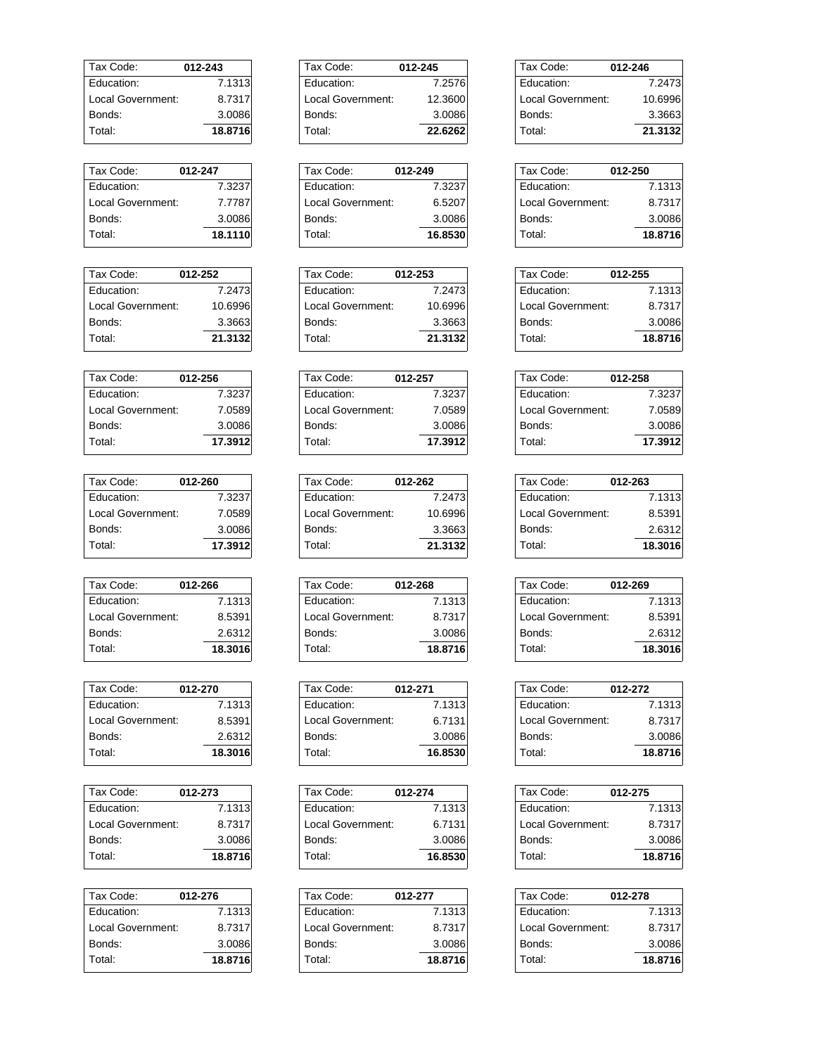| Tax Code: | **012-243** |
|---|---|
| Education: | 7.1313 |
| Local Government: | 8.7317 |
| Bonds: | 3.0086 |
| Total: | **18.8716** |

| Tax Code: | **012-245** |
|---|---|
| Education: | 7.2576 |
| Local Government: | 12.3600 |
| Bonds: | 3.0086 |
| Total: | **22.6262** |

| Tax Code: | **012-246** |
|---|---|
| Education: | 7.2473 |
| Local Government: | 10.6996 |
| Bonds: | 3.3663 |
| Total: | **21.3132** |

| Tax Code: | **012-247** |
|---|---|
| Education: | 7.3237 |
| Local Government: | 7.7787 |
| Bonds: | 3.0086 |
| Total: | **18.1110** |

| Tax Code: | **012-249** |
|---|---|
| Education: | 7.3237 |
| Local Government: | 6.5207 |
| Bonds: | 3.0086 |
| Total: | **16.8530** |

| Tax Code: | **012-250** |
|---|---|
| Education: | 7.1313 |
| Local Government: | 8.7317 |
| Bonds: | 3.0086 |
| Total: | **18.8716** |

| Tax Code: | **012-252** |
|---|---|
| Education: | 7.2473 |
| Local Government: | 10.6996 |
| Bonds: | 3.3663 |
| Total: | **21.3132** |

| Tax Code: | **012-253** |
|---|---|
| Education: | 7.2473 |
| Local Government: | 10.6996 |
| Bonds: | 3.3663 |
| Total: | **21.3132** |

| Tax Code: | **012-255** |
|---|---|
| Education: | 7.1313 |
| Local Government: | 8.7317 |
| Bonds: | 3.0086 |
| Total: | **18.8716** |

| Tax Code: | **012-256** |
|---|---|
| Education: | 7.3237 |
| Local Government: | 7.0589 |
| Bonds: | 3.0086 |
| Total: | **17.3912** |

| Tax Code: | **012-257** |
|---|---|
| Education: | 7.3237 |
| Local Government: | 7.0589 |
| Bonds: | 3.0086 |
| Total: | **17.3912** |

| Tax Code: | **012-258** |
|---|---|
| Education: | 7.3237 |
| Local Government: | 7.0589 |
| Bonds: | 3.0086 |
| Total: | **17.3912** |

| Tax Code: | **012-260** |
|---|---|
| Education: | 7.3237 |
| Local Government: | 7.0589 |
| Bonds: | 3.0086 |
| Total: | **17.3912** |

| Tax Code: | **012-262** |
|---|---|
| Education: | 7.2473 |
| Local Government: | 10.6996 |
| Bonds: | 3.3663 |
| Total: | **21.3132** |

| Tax Code: | **012-263** |
|---|---|
| Education: | 7.1313 |
| Local Government: | 8.5391 |
| Bonds: | 2.6312 |
| Total: | **18.3016** |

| Tax Code: | **012-266** |
|---|---|
| Education: | 7.1313 |
| Local Government: | 8.5391 |
| Bonds: | 2.6312 |
| Total: | **18.3016** |

| Tax Code: | **012-268** |
|---|---|
| Education: | 7.1313 |
| Local Government: | 8.7317 |
| Bonds: | 3.0086 |
| Total: | **18.8716** |

| Tax Code: | **012-269** |
|---|---|
| Education: | 7.1313 |
| Local Government: | 8.5391 |
| Bonds: | 2.6312 |
| Total: | **18.3016** |

| Tax Code: | **012-270** |
|---|---|
| Education: | 7.1313 |
| Local Government: | 8.5391 |
| Bonds: | 2.6312 |
| Total: | **18.3016** |

| Tax Code: | **012-271** |
|---|---|
| Education: | 7.1313 |
| Local Government: | 6.7131 |
| Bonds: | 3.0086 |
| Total: | **16.8530** |

| Tax Code: | **012-272** |
|---|---|
| Education: | 7.1313 |
| Local Government: | 8.7317 |
| Bonds: | 3.0086 |
| Total: | **18.8716** |

| Tax Code: | **012-273** |
|---|---|
| Education: | 7.1313 |
| Local Government: | 8.7317 |
| Bonds: | 3.0086 |
| Total: | **18.8716** |

| Tax Code: | **012-274** |
|---|---|
| Education: | 7.1313 |
| Local Government: | 6.7131 |
| Bonds: | 3.0086 |
| Total: | **16.8530** |

| Tax Code: | **012-275** |
|---|---|
| Education: | 7.1313 |
| Local Government: | 8.7317 |
| Bonds: | 3.0086 |
| Total: | **18.8716** |

| Tax Code: | **012-276** |
|---|---|
| Education: | 7.1313 |
| Local Government: | 8.7317 |
| Bonds: | 3.0086 |
| Total: | **18.8716** |

| Tax Code: | **012-277** |
|---|---|
| Education: | 7.1313 |
| Local Government: | 8.7317 |
| Bonds: | 3.0086 |
| Total: | **18.8716** |

| Tax Code: | **012-278** |
|---|---|
| Education: | 7.1313 |
| Local Government: | 8.7317 |
| Bonds: | 3.0086 |
| Total: | **18.8716** |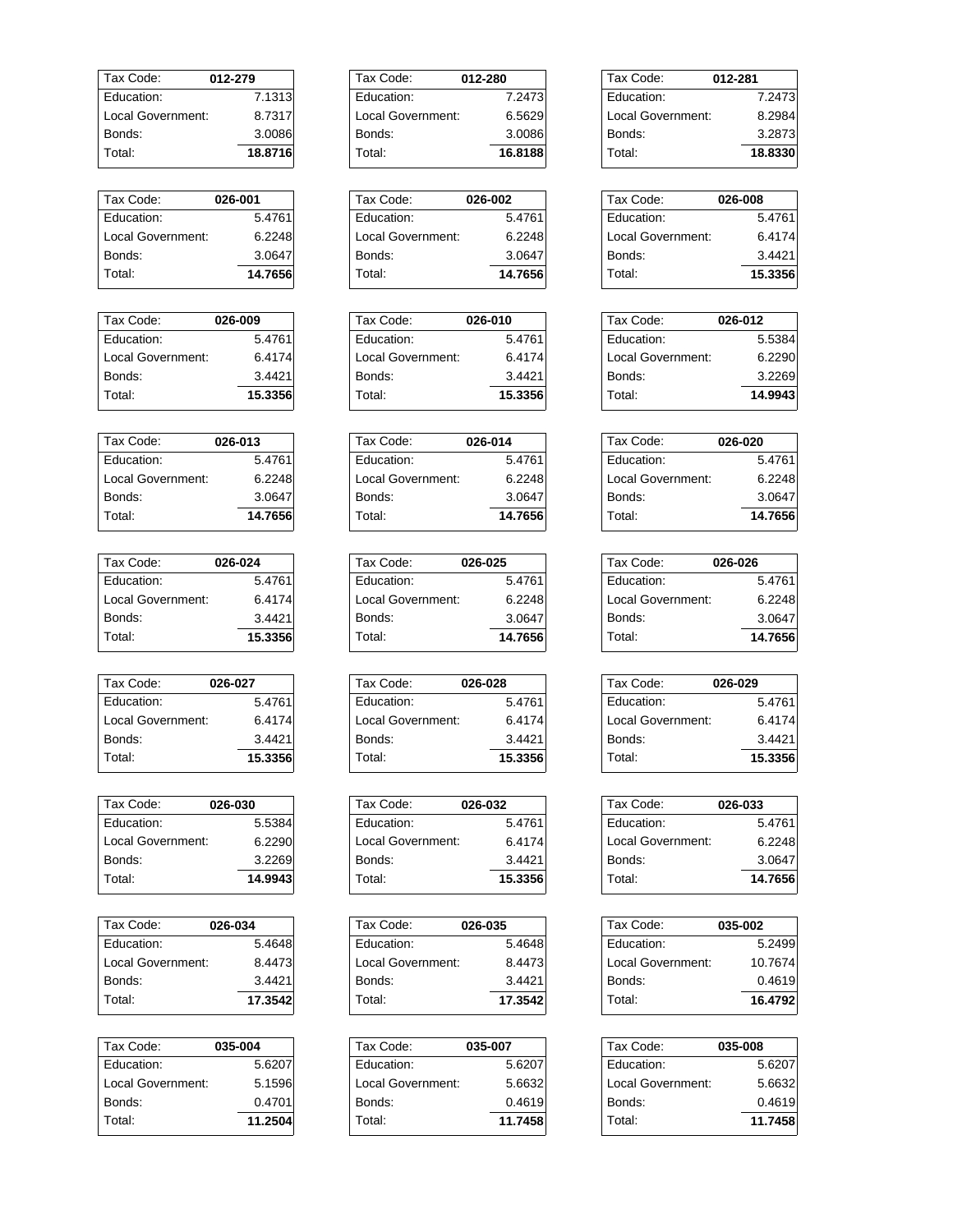| Tax Code: | 012-279 |
| --- | --- |
| Education: | 7.1313 |
| Local Government: | 8.7317 |
| Bonds: | 3.0086 |
| Total: | **18.8716** |

| Tax Code: | 012-280 |
| --- | --- |
| Education: | 7.2473 |
| Local Government: | 6.5629 |
| Bonds: | 3.0086 |
| Total: | **16.8188** |

| Tax Code: | 012-281 |
| --- | --- |
| Education: | 7.2473 |
| Local Government: | 8.2984 |
| Bonds: | 3.2873 |
| Total: | **18.8330** |

| Tax Code: | 026-001 |
| --- | --- |
| Education: | 5.4761 |
| Local Government: | 6.2248 |
| Bonds: | 3.0647 |
| Total: | **14.7656** |

| Tax Code: | 026-002 |
| --- | --- |
| Education: | 5.4761 |
| Local Government: | 6.2248 |
| Bonds: | 3.0647 |
| Total: | **14.7656** |

| Tax Code: | 026-008 |
| --- | --- |
| Education: | 5.4761 |
| Local Government: | 6.4174 |
| Bonds: | 3.4421 |
| Total: | **15.3356** |

| Tax Code: | 026-009 |
| --- | --- |
| Education: | 5.4761 |
| Local Government: | 6.4174 |
| Bonds: | 3.4421 |
| Total: | **15.3356** |

| Tax Code: | 026-010 |
| --- | --- |
| Education: | 5.4761 |
| Local Government: | 6.4174 |
| Bonds: | 3.4421 |
| Total: | **15.3356** |

| Tax Code: | 026-012 |
| --- | --- |
| Education: | 5.5384 |
| Local Government: | 6.2290 |
| Bonds: | 3.2269 |
| Total: | **14.9943** |

| Tax Code: | 026-013 |
| --- | --- |
| Education: | 5.4761 |
| Local Government: | 6.2248 |
| Bonds: | 3.0647 |
| Total: | **14.7656** |

| Tax Code: | 026-014 |
| --- | --- |
| Education: | 5.4761 |
| Local Government: | 6.2248 |
| Bonds: | 3.0647 |
| Total: | **14.7656** |

| Tax Code: | 026-020 |
| --- | --- |
| Education: | 5.4761 |
| Local Government: | 6.2248 |
| Bonds: | 3.0647 |
| Total: | **14.7656** |

| Tax Code: | 026-024 |
| --- | --- |
| Education: | 5.4761 |
| Local Government: | 6.4174 |
| Bonds: | 3.4421 |
| Total: | **15.3356** |

| Tax Code: | 026-025 |
| --- | --- |
| Education: | 5.4761 |
| Local Government: | 6.2248 |
| Bonds: | 3.0647 |
| Total: | **14.7656** |

| Tax Code: | 026-026 |
| --- | --- |
| Education: | 5.4761 |
| Local Government: | 6.2248 |
| Bonds: | 3.0647 |
| Total: | **14.7656** |

| Tax Code: | 026-027 |
| --- | --- |
| Education: | 5.4761 |
| Local Government: | 6.4174 |
| Bonds: | 3.4421 |
| Total: | **15.3356** |

| Tax Code: | 026-028 |
| --- | --- |
| Education: | 5.4761 |
| Local Government: | 6.4174 |
| Bonds: | 3.4421 |
| Total: | **15.3356** |

| Tax Code: | 026-029 |
| --- | --- |
| Education: | 5.4761 |
| Local Government: | 6.4174 |
| Bonds: | 3.4421 |
| Total: | **15.3356** |

| Tax Code: | 026-030 |
| --- | --- |
| Education: | 5.5384 |
| Local Government: | 6.2290 |
| Bonds: | 3.2269 |
| Total: | **14.9943** |

| Tax Code: | 026-032 |
| --- | --- |
| Education: | 5.4761 |
| Local Government: | 6.4174 |
| Bonds: | 3.4421 |
| Total: | **15.3356** |

| Tax Code: | 026-033 |
| --- | --- |
| Education: | 5.4761 |
| Local Government: | 6.2248 |
| Bonds: | 3.0647 |
| Total: | **14.7656** |

| Tax Code: | 026-034 |
| --- | --- |
| Education: | 5.4648 |
| Local Government: | 8.4473 |
| Bonds: | 3.4421 |
| Total: | **17.3542** |

| Tax Code: | 026-035 |
| --- | --- |
| Education: | 5.4648 |
| Local Government: | 8.4473 |
| Bonds: | 3.4421 |
| Total: | **17.3542** |

| Tax Code: | 035-002 |
| --- | --- |
| Education: | 5.2499 |
| Local Government: | 10.7674 |
| Bonds: | 0.4619 |
| Total: | **16.4792** |

| Tax Code: | 035-004 |
| --- | --- |
| Education: | 5.6207 |
| Local Government: | 5.1596 |
| Bonds: | 0.4701 |
| Total: | **11.2504** |

| Tax Code: | 035-007 |
| --- | --- |
| Education: | 5.6207 |
| Local Government: | 5.6632 |
| Bonds: | 0.4619 |
| Total: | **11.7458** |

| Tax Code: | 035-008 |
| --- | --- |
| Education: | 5.6207 |
| Local Government: | 5.6632 |
| Bonds: | 0.4619 |
| Total: | **11.7458** |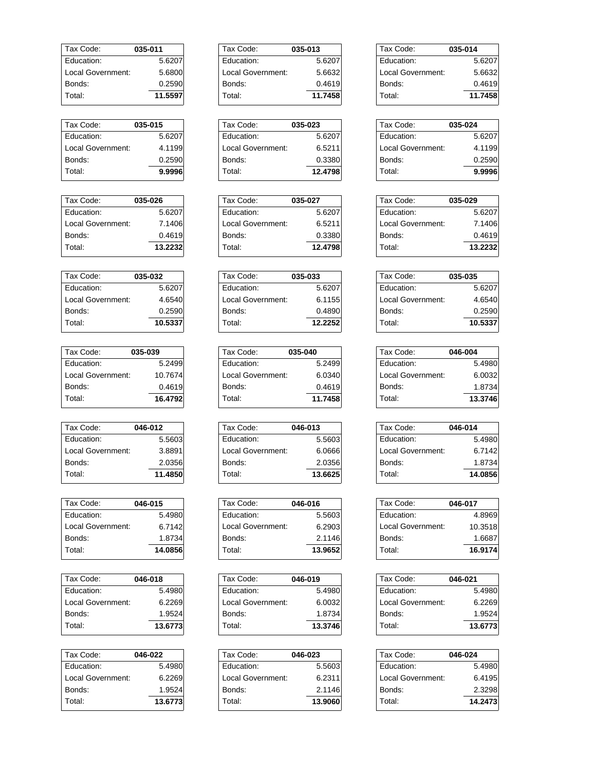| Tax Code: | 035-011 |
| --- | --- |
| Education: | 5.6207 |
| Local Government: | 5.6800 |
| Bonds: | 0.2590 |
| Total: | **11.5597** |

| Tax Code: | 035-013 |
| --- | --- |
| Education: | 5.6207 |
| Local Government: | 5.6632 |
| Bonds: | 0.4619 |
| Total: | **11.7458** |

| Tax Code: | 035-014 |
| --- | --- |
| Education: | 5.6207 |
| Local Government: | 5.6632 |
| Bonds: | 0.4619 |
| Total: | **11.7458** |

| Tax Code: | 035-015 |
| --- | --- |
| Education: | 5.6207 |
| Local Government: | 4.1199 |
| Bonds: | 0.2590 |
| Total: | **9.9996** |

| Tax Code: | 035-023 |
| --- | --- |
| Education: | 5.6207 |
| Local Government: | 6.5211 |
| Bonds: | 0.3380 |
| Total: | **12.4798** |

| Tax Code: | 035-024 |
| --- | --- |
| Education: | 5.6207 |
| Local Government: | 4.1199 |
| Bonds: | 0.2590 |
| Total: | **9.9996** |

| Tax Code: | 035-026 |
| --- | --- |
| Education: | 5.6207 |
| Local Government: | 7.1406 |
| Bonds: | 0.4619 |
| Total: | **13.2232** |

| Tax Code: | 035-027 |
| --- | --- |
| Education: | 5.6207 |
| Local Government: | 6.5211 |
| Bonds: | 0.3380 |
| Total: | **12.4798** |

| Tax Code: | 035-029 |
| --- | --- |
| Education: | 5.6207 |
| Local Government: | 7.1406 |
| Bonds: | 0.4619 |
| Total: | **13.2232** |

| Tax Code: | 035-032 |
| --- | --- |
| Education: | 5.6207 |
| Local Government: | 4.6540 |
| Bonds: | 0.2590 |
| Total: | **10.5337** |

| Tax Code: | 035-033 |
| --- | --- |
| Education: | 5.6207 |
| Local Government: | 6.1155 |
| Bonds: | 0.4890 |
| Total: | **12.2252** |

| Tax Code: | 035-035 |
| --- | --- |
| Education: | 5.6207 |
| Local Government: | 4.6540 |
| Bonds: | 0.2590 |
| Total: | **10.5337** |

| Tax Code: | 035-039 |
| --- | --- |
| Education: | 5.2499 |
| Local Government: | 10.7674 |
| Bonds: | 0.4619 |
| Total: | **16.4792** |

| Tax Code: | 035-040 |
| --- | --- |
| Education: | 5.2499 |
| Local Government: | 6.0340 |
| Bonds: | 0.4619 |
| Total: | **11.7458** |

| Tax Code: | 046-004 |
| --- | --- |
| Education: | 5.4980 |
| Local Government: | 6.0032 |
| Bonds: | 1.8734 |
| Total: | **13.3746** |

| Tax Code: | 046-012 |
| --- | --- |
| Education: | 5.5603 |
| Local Government: | 3.8891 |
| Bonds: | 2.0356 |
| Total: | **11.4850** |

| Tax Code: | 046-013 |
| --- | --- |
| Education: | 5.5603 |
| Local Government: | 6.0666 |
| Bonds: | 2.0356 |
| Total: | **13.6625** |

| Tax Code: | 046-014 |
| --- | --- |
| Education: | 5.4980 |
| Local Government: | 6.7142 |
| Bonds: | 1.8734 |
| Total: | **14.0856** |

| Tax Code: | 046-015 |
| --- | --- |
| Education: | 5.4980 |
| Local Government: | 6.7142 |
| Bonds: | 1.8734 |
| Total: | **14.0856** |

| Tax Code: | 046-016 |
| --- | --- |
| Education: | 5.5603 |
| Local Government: | 6.2903 |
| Bonds: | 2.1146 |
| Total: | **13.9652** |

| Tax Code: | 046-017 |
| --- | --- |
| Education: | 4.8969 |
| Local Government: | 10.3518 |
| Bonds: | 1.6687 |
| Total: | **16.9174** |

| Tax Code: | 046-018 |
| --- | --- |
| Education: | 5.4980 |
| Local Government: | 6.2269 |
| Bonds: | 1.9524 |
| Total: | **13.6773** |

| Tax Code: | 046-019 |
| --- | --- |
| Education: | 5.4980 |
| Local Government: | 6.0032 |
| Bonds: | 1.8734 |
| Total: | **13.3746** |

| Tax Code: | 046-021 |
| --- | --- |
| Education: | 5.4980 |
| Local Government: | 6.2269 |
| Bonds: | 1.9524 |
| Total: | **13.6773** |

| Tax Code: | 046-022 |
| --- | --- |
| Education: | 5.4980 |
| Local Government: | 6.2269 |
| Bonds: | 1.9524 |
| Total: | **13.6773** |

| Tax Code: | 046-023 |
| --- | --- |
| Education: | 5.5603 |
| Local Government: | 6.2311 |
| Bonds: | 2.1146 |
| Total: | **13.9060** |

| Tax Code: | 046-024 |
| --- | --- |
| Education: | 5.4980 |
| Local Government: | 6.4195 |
| Bonds: | 2.3298 |
| Total: | **14.2473** |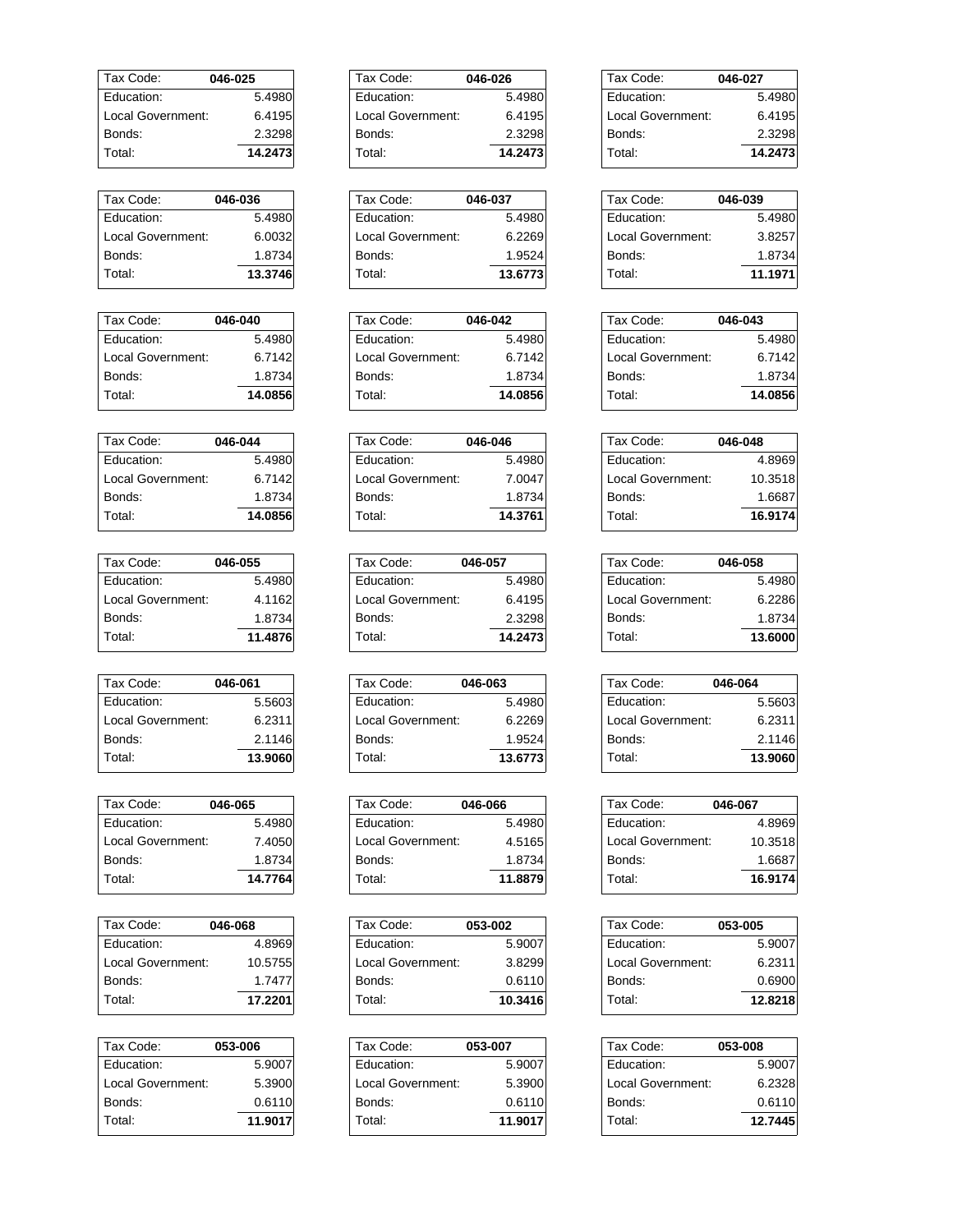| Tax Code: | 046-025 |
|---|---|
| Education: | 5.4980 |
| Local Government: | 6.4195 |
| Bonds: | 2.3298 |
| Total: | **14.2473** |

| Tax Code: | 046-026 |
|---|---|
| Education: | 5.4980 |
| Local Government: | 6.4195 |
| Bonds: | 2.3298 |
| Total: | **14.2473** |

| Tax Code: | 046-027 |
|---|---|
| Education: | 5.4980 |
| Local Government: | 6.4195 |
| Bonds: | 2.3298 |
| Total: | **14.2473** |

| Tax Code: | 046-036 |
|---|---|
| Education: | 5.4980 |
| Local Government: | 6.0032 |
| Bonds: | 1.8734 |
| Total: | **13.3746** |

| Tax Code: | 046-037 |
|---|---|
| Education: | 5.4980 |
| Local Government: | 6.2269 |
| Bonds: | 1.9524 |
| Total: | **13.6773** |

| Tax Code: | 046-039 |
|---|---|
| Education: | 5.4980 |
| Local Government: | 3.8257 |
| Bonds: | 1.8734 |
| Total: | **11.1971** |

| Tax Code: | 046-040 |
|---|---|
| Education: | 5.4980 |
| Local Government: | 6.7142 |
| Bonds: | 1.8734 |
| Total: | **14.0856** |

| Tax Code: | 046-042 |
|---|---|
| Education: | 5.4980 |
| Local Government: | 6.7142 |
| Bonds: | 1.8734 |
| Total: | **14.0856** |

| Tax Code: | 046-043 |
|---|---|
| Education: | 5.4980 |
| Local Government: | 6.7142 |
| Bonds: | 1.8734 |
| Total: | **14.0856** |

| Tax Code: | 046-044 |
|---|---|
| Education: | 5.4980 |
| Local Government: | 6.7142 |
| Bonds: | 1.8734 |
| Total: | **14.0856** |

| Tax Code: | 046-046 |
|---|---|
| Education: | 5.4980 |
| Local Government: | 7.0047 |
| Bonds: | 1.8734 |
| Total: | **14.3761** |

| Tax Code: | 046-048 |
|---|---|
| Education: | 4.8969 |
| Local Government: | 10.3518 |
| Bonds: | 1.6687 |
| Total: | **16.9174** |

| Tax Code: | 046-055 |
|---|---|
| Education: | 5.4980 |
| Local Government: | 4.1162 |
| Bonds: | 1.8734 |
| Total: | **11.4876** |

| Tax Code: | 046-057 |
|---|---|
| Education: | 5.4980 |
| Local Government: | 6.4195 |
| Bonds: | 2.3298 |
| Total: | **14.2473** |

| Tax Code: | 046-058 |
|---|---|
| Education: | 5.4980 |
| Local Government: | 6.2286 |
| Bonds: | 1.8734 |
| Total: | **13.6000** |

| Tax Code: | 046-061 |
|---|---|
| Education: | 5.5603 |
| Local Government: | 6.2311 |
| Bonds: | 2.1146 |
| Total: | **13.9060** |

| Tax Code: | 046-063 |
|---|---|
| Education: | 5.4980 |
| Local Government: | 6.2269 |
| Bonds: | 1.9524 |
| Total: | **13.6773** |

| Tax Code: | 046-064 |
|---|---|
| Education: | 5.5603 |
| Local Government: | 6.2311 |
| Bonds: | 2.1146 |
| Total: | **13.9060** |

| Tax Code: | 046-065 |
|---|---|
| Education: | 5.4980 |
| Local Government: | 7.4050 |
| Bonds: | 1.8734 |
| Total: | **14.7764** |

| Tax Code: | 046-066 |
|---|---|
| Education: | 5.4980 |
| Local Government: | 4.5165 |
| Bonds: | 1.8734 |
| Total: | **11.8879** |

| Tax Code: | 046-067 |
|---|---|
| Education: | 4.8969 |
| Local Government: | 10.3518 |
| Bonds: | 1.6687 |
| Total: | **16.9174** |

| Tax Code: | 046-068 |
|---|---|
| Education: | 4.8969 |
| Local Government: | 10.5755 |
| Bonds: | 1.7477 |
| Total: | **17.2201** |

| Tax Code: | 053-002 |
|---|---|
| Education: | 5.9007 |
| Local Government: | 3.8299 |
| Bonds: | 0.6110 |
| Total: | **10.3416** |

| Tax Code: | 053-005 |
|---|---|
| Education: | 5.9007 |
| Local Government: | 6.2311 |
| Bonds: | 0.6900 |
| Total: | **12.8218** |

| Tax Code: | 053-006 |
|---|---|
| Education: | 5.9007 |
| Local Government: | 5.3900 |
| Bonds: | 0.6110 |
| Total: | **11.9017** |

| Tax Code: | 053-007 |
|---|---|
| Education: | 5.9007 |
| Local Government: | 5.3900 |
| Bonds: | 0.6110 |
| Total: | **11.9017** |

| Tax Code: | 053-008 |
|---|---|
| Education: | 5.9007 |
| Local Government: | 6.2328 |
| Bonds: | 0.6110 |
| Total: | **12.7445** |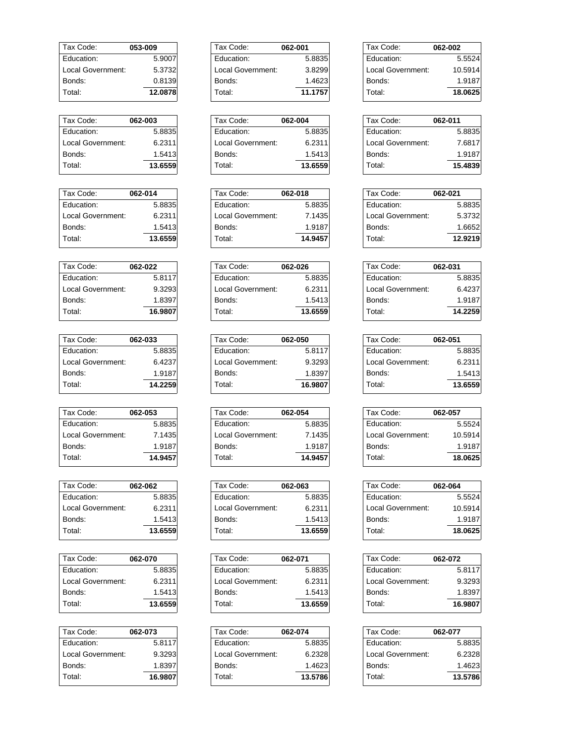| Tax Code: | 053-009 |
|---|---|
| Education: | 5.9007 |
| Local Government: | 5.3732 |
| Bonds: | 0.8139 |
| Total: | **12.0878** |

| Tax Code: | 062-001 |
|---|---|
| Education: | 5.8835 |
| Local Government: | 3.8299 |
| Bonds: | 1.4623 |
| Total: | **11.1757** |

| Tax Code: | 062-002 |
|---|---|
| Education: | 5.5524 |
| Local Government: | 10.5914 |
| Bonds: | 1.9187 |
| Total: | **18.0625** |

| Tax Code: | 062-003 |
|---|---|
| Education: | 5.8835 |
| Local Government: | 6.2311 |
| Bonds: | 1.5413 |
| Total: | **13.6559** |

| Tax Code: | 062-004 |
|---|---|
| Education: | 5.8835 |
| Local Government: | 6.2311 |
| Bonds: | 1.5413 |
| Total: | **13.6559** |

| Tax Code: | 062-011 |
|---|---|
| Education: | 5.8835 |
| Local Government: | 7.6817 |
| Bonds: | 1.9187 |
| Total: | **15.4839** |

| Tax Code: | 062-014 |
|---|---|
| Education: | 5.8835 |
| Local Government: | 6.2311 |
| Bonds: | 1.5413 |
| Total: | **13.6559** |

| Tax Code: | 062-018 |
|---|---|
| Education: | 5.8835 |
| Local Government: | 7.1435 |
| Bonds: | 1.9187 |
| Total: | **14.9457** |

| Tax Code: | 062-021 |
|---|---|
| Education: | 5.8835 |
| Local Government: | 5.3732 |
| Bonds: | 1.6652 |
| Total: | **12.9219** |

| Tax Code: | 062-022 |
|---|---|
| Education: | 5.8117 |
| Local Government: | 9.3293 |
| Bonds: | 1.8397 |
| Total: | **16.9807** |

| Tax Code: | 062-026 |
|---|---|
| Education: | 5.8835 |
| Local Government: | 6.2311 |
| Bonds: | 1.5413 |
| Total: | **13.6559** |

| Tax Code: | 062-031 |
|---|---|
| Education: | 5.8835 |
| Local Government: | 6.4237 |
| Bonds: | 1.9187 |
| Total: | **14.2259** |

| Tax Code: | 062-033 |
|---|---|
| Education: | 5.8835 |
| Local Government: | 6.4237 |
| Bonds: | 1.9187 |
| Total: | **14.2259** |

| Tax Code: | 062-050 |
|---|---|
| Education: | 5.8117 |
| Local Government: | 9.3293 |
| Bonds: | 1.8397 |
| Total: | **16.9807** |

| Tax Code: | 062-051 |
|---|---|
| Education: | 5.8835 |
| Local Government: | 6.2311 |
| Bonds: | 1.5413 |
| Total: | **13.6559** |

| Tax Code: | 062-053 |
|---|---|
| Education: | 5.8835 |
| Local Government: | 7.1435 |
| Bonds: | 1.9187 |
| Total: | **14.9457** |

| Tax Code: | 062-054 |
|---|---|
| Education: | 5.8835 |
| Local Government: | 7.1435 |
| Bonds: | 1.9187 |
| Total: | **14.9457** |

| Tax Code: | 062-057 |
|---|---|
| Education: | 5.5524 |
| Local Government: | 10.5914 |
| Bonds: | 1.9187 |
| Total: | **18.0625** |

| Tax Code: | 062-062 |
|---|---|
| Education: | 5.8835 |
| Local Government: | 6.2311 |
| Bonds: | 1.5413 |
| Total: | **13.6559** |

| Tax Code: | 062-063 |
|---|---|
| Education: | 5.8835 |
| Local Government: | 6.2311 |
| Bonds: | 1.5413 |
| Total: | **13.6559** |

| Tax Code: | 062-064 |
|---|---|
| Education: | 5.5524 |
| Local Government: | 10.5914 |
| Bonds: | 1.9187 |
| Total: | **18.0625** |

| Tax Code: | 062-070 |
|---|---|
| Education: | 5.8835 |
| Local Government: | 6.2311 |
| Bonds: | 1.5413 |
| Total: | **13.6559** |

| Tax Code: | 062-071 |
|---|---|
| Education: | 5.8835 |
| Local Government: | 6.2311 |
| Bonds: | 1.5413 |
| Total: | **13.6559** |

| Tax Code: | 062-072 |
|---|---|
| Education: | 5.8117 |
| Local Government: | 9.3293 |
| Bonds: | 1.8397 |
| Total: | **16.9807** |

| Tax Code: | 062-073 |
|---|---|
| Education: | 5.8117 |
| Local Government: | 9.3293 |
| Bonds: | 1.8397 |
| Total: | **16.9807** |

| Tax Code: | 062-074 |
|---|---|
| Education: | 5.8835 |
| Local Government: | 6.2328 |
| Bonds: | 1.4623 |
| Total: | **13.5786** |

| Tax Code: | 062-077 |
|---|---|
| Education: | 5.8835 |
| Local Government: | 6.2328 |
| Bonds: | 1.4623 |
| Total: | **13.5786** |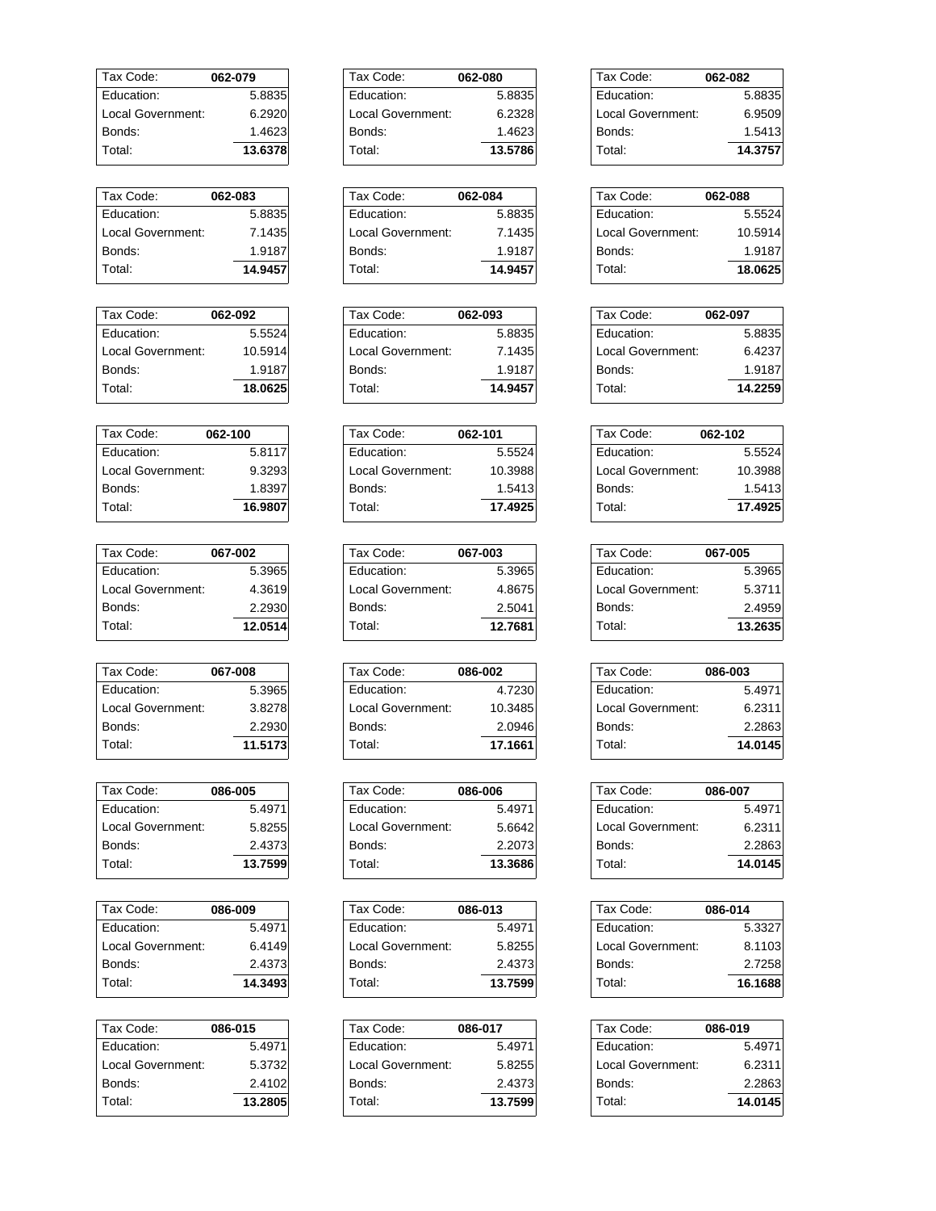| Tax Code: | 062-079 |
|---|---|
| Education: | 5.8835 |
| Local Government: | 6.2920 |
| Bonds: | 1.4623 |
| Total: | **13.6378** |

| Tax Code: | 062-080 |
|---|---|
| Education: | 5.8835 |
| Local Government: | 6.2328 |
| Bonds: | 1.4623 |
| Total: | **13.5786** |

| Tax Code: | 062-082 |
|---|---|
| Education: | 5.8835 |
| Local Government: | 6.9509 |
| Bonds: | 1.5413 |
| Total: | **14.3757** |

| Tax Code: | 062-083 |
|---|---|
| Education: | 5.8835 |
| Local Government: | 7.1435 |
| Bonds: | 1.9187 |
| Total: | **14.9457** |

| Tax Code: | 062-084 |
|---|---|
| Education: | 5.8835 |
| Local Government: | 7.1435 |
| Bonds: | 1.9187 |
| Total: | **14.9457** |

| Tax Code: | 062-088 |
|---|---|
| Education: | 5.5524 |
| Local Government: | 10.5914 |
| Bonds: | 1.9187 |
| Total: | **18.0625** |

| Tax Code: | 062-092 |
|---|---|
| Education: | 5.5524 |
| Local Government: | 10.5914 |
| Bonds: | 1.9187 |
| Total: | **18.0625** |

| Tax Code: | 062-093 |
|---|---|
| Education: | 5.8835 |
| Local Government: | 7.1435 |
| Bonds: | 1.9187 |
| Total: | **14.9457** |

| Tax Code: | 062-097 |
|---|---|
| Education: | 5.8835 |
| Local Government: | 6.4237 |
| Bonds: | 1.9187 |
| Total: | **14.2259** |

| Tax Code: | 062-100 |
|---|---|
| Education: | 5.8117 |
| Local Government: | 9.3293 |
| Bonds: | 1.8397 |
| Total: | **16.9807** |

| Tax Code: | 062-101 |
|---|---|
| Education: | 5.5524 |
| Local Government: | 10.3988 |
| Bonds: | 1.5413 |
| Total: | **17.4925** |

| Tax Code: | 062-102 |
|---|---|
| Education: | 5.5524 |
| Local Government: | 10.3988 |
| Bonds: | 1.5413 |
| Total: | **17.4925** |

| Tax Code: | 067-002 |
|---|---|
| Education: | 5.3965 |
| Local Government: | 4.3619 |
| Bonds: | 2.2930 |
| Total: | **12.0514** |

| Tax Code: | 067-003 |
|---|---|
| Education: | 5.3965 |
| Local Government: | 4.8675 |
| Bonds: | 2.5041 |
| Total: | **12.7681** |

| Tax Code: | 067-005 |
|---|---|
| Education: | 5.3965 |
| Local Government: | 5.3711 |
| Bonds: | 2.4959 |
| Total: | **13.2635** |

| Tax Code: | 067-008 |
|---|---|
| Education: | 5.3965 |
| Local Government: | 3.8278 |
| Bonds: | 2.2930 |
| Total: | **11.5173** |

| Tax Code: | 086-002 |
|---|---|
| Education: | 4.7230 |
| Local Government: | 10.3485 |
| Bonds: | 2.0946 |
| Total: | **17.1661** |

| Tax Code: | 086-003 |
|---|---|
| Education: | 5.4971 |
| Local Government: | 6.2311 |
| Bonds: | 2.2863 |
| Total: | **14.0145** |

| Tax Code: | 086-005 |
|---|---|
| Education: | 5.4971 |
| Local Government: | 5.8255 |
| Bonds: | 2.4373 |
| Total: | **13.7599** |

| Tax Code: | 086-006 |
|---|---|
| Education: | 5.4971 |
| Local Government: | 5.6642 |
| Bonds: | 2.2073 |
| Total: | **13.3686** |

| Tax Code: | 086-007 |
|---|---|
| Education: | 5.4971 |
| Local Government: | 6.2311 |
| Bonds: | 2.2863 |
| Total: | **14.0145** |

| Tax Code: | 086-009 |
|---|---|
| Education: | 5.4971 |
| Local Government: | 6.4149 |
| Bonds: | 2.4373 |
| Total: | **14.3493** |

| Tax Code: | 086-013 |
|---|---|
| Education: | 5.4971 |
| Local Government: | 5.8255 |
| Bonds: | 2.4373 |
| Total: | **13.7599** |

| Tax Code: | 086-014 |
|---|---|
| Education: | 5.3327 |
| Local Government: | 8.1103 |
| Bonds: | 2.7258 |
| Total: | **16.1688** |

| Tax Code: | 086-015 |
|---|---|
| Education: | 5.4971 |
| Local Government: | 5.3732 |
| Bonds: | 2.4102 |
| Total: | **13.2805** |

| Tax Code: | 086-017 |
|---|---|
| Education: | 5.4971 |
| Local Government: | 5.8255 |
| Bonds: | 2.4373 |
| Total: | **13.7599** |

| Tax Code: | 086-019 |
|---|---|
| Education: | 5.4971 |
| Local Government: | 6.2311 |
| Bonds: | 2.2863 |
| Total: | **14.0145** |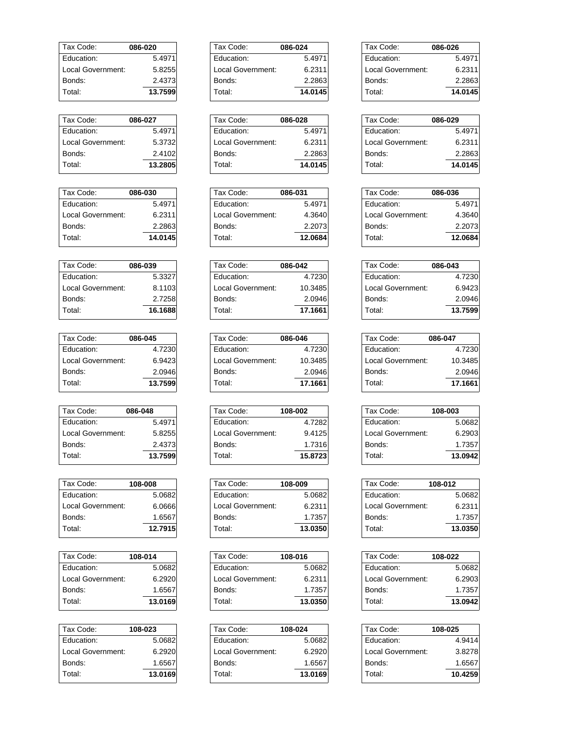| Tax Code: | 086-020 |
|---|---|
| Education: | 5.4971 |
| Local Government: | 5.8255 |
| Bonds: | 2.4373 |
| Total: | **13.7599** |

| Tax Code: | 086-024 |
|---|---|
| Education: | 5.4971 |
| Local Government: | 6.2311 |
| Bonds: | 2.2863 |
| Total: | **14.0145** |

| Tax Code: | 086-026 |
|---|---|
| Education: | 5.4971 |
| Local Government: | 6.2311 |
| Bonds: | 2.2863 |
| Total: | **14.0145** |

| Tax Code: | 086-027 |
|---|---|
| Education: | 5.4971 |
| Local Government: | 5.3732 |
| Bonds: | 2.4102 |
| Total: | **13.2805** |

| Tax Code: | 086-028 |
|---|---|
| Education: | 5.4971 |
| Local Government: | 6.2311 |
| Bonds: | 2.2863 |
| Total: | **14.0145** |

| Tax Code: | 086-029 |
|---|---|
| Education: | 5.4971 |
| Local Government: | 6.2311 |
| Bonds: | 2.2863 |
| Total: | **14.0145** |

| Tax Code: | 086-030 |
|---|---|
| Education: | 5.4971 |
| Local Government: | 6.2311 |
| Bonds: | 2.2863 |
| Total: | **14.0145** |

| Tax Code: | 086-031 |
|---|---|
| Education: | 5.4971 |
| Local Government: | 4.3640 |
| Bonds: | 2.2073 |
| Total: | **12.0684** |

| Tax Code: | 086-036 |
|---|---|
| Education: | 5.4971 |
| Local Government: | 4.3640 |
| Bonds: | 2.2073 |
| Total: | **12.0684** |

| Tax Code: | 086-039 |
|---|---|
| Education: | 5.3327 |
| Local Government: | 8.1103 |
| Bonds: | 2.7258 |
| Total: | **16.1688** |

| Tax Code: | 086-042 |
|---|---|
| Education: | 4.7230 |
| Local Government: | 10.3485 |
| Bonds: | 2.0946 |
| Total: | **17.1661** |

| Tax Code: | 086-043 |
|---|---|
| Education: | 4.7230 |
| Local Government: | 6.9423 |
| Bonds: | 2.0946 |
| Total: | **13.7599** |

| Tax Code: | 086-045 |
|---|---|
| Education: | 4.7230 |
| Local Government: | 6.9423 |
| Bonds: | 2.0946 |
| Total: | **13.7599** |

| Tax Code: | 086-046 |
|---|---|
| Education: | 4.7230 |
| Local Government: | 10.3485 |
| Bonds: | 2.0946 |
| Total: | **17.1661** |

| Tax Code: | 086-047 |
|---|---|
| Education: | 4.7230 |
| Local Government: | 10.3485 |
| Bonds: | 2.0946 |
| Total: | **17.1661** |

| Tax Code: | 086-048 |
|---|---|
| Education: | 5.4971 |
| Local Government: | 5.8255 |
| Bonds: | 2.4373 |
| Total: | **13.7599** |

| Tax Code: | 108-002 |
|---|---|
| Education: | 4.7282 |
| Local Government: | 9.4125 |
| Bonds: | 1.7316 |
| Total: | **15.8723** |

| Tax Code: | 108-003 |
|---|---|
| Education: | 5.0682 |
| Local Government: | 6.2903 |
| Bonds: | 1.7357 |
| Total: | **13.0942** |

| Tax Code: | 108-008 |
|---|---|
| Education: | 5.0682 |
| Local Government: | 6.0666 |
| Bonds: | 1.6567 |
| Total: | **12.7915** |

| Tax Code: | 108-009 |
|---|---|
| Education: | 5.0682 |
| Local Government: | 6.2311 |
| Bonds: | 1.7357 |
| Total: | **13.0350** |

| Tax Code: | 108-012 |
|---|---|
| Education: | 5.0682 |
| Local Government: | 6.2311 |
| Bonds: | 1.7357 |
| Total: | **13.0350** |

| Tax Code: | 108-014 |
|---|---|
| Education: | 5.0682 |
| Local Government: | 6.2920 |
| Bonds: | 1.6567 |
| Total: | **13.0169** |

| Tax Code: | 108-016 |
|---|---|
| Education: | 5.0682 |
| Local Government: | 6.2311 |
| Bonds: | 1.7357 |
| Total: | **13.0350** |

| Tax Code: | 108-022 |
|---|---|
| Education: | 5.0682 |
| Local Government: | 6.2903 |
| Bonds: | 1.7357 |
| Total: | **13.0942** |

| Tax Code: | 108-023 |
|---|---|
| Education: | 5.0682 |
| Local Government: | 6.2920 |
| Bonds: | 1.6567 |
| Total: | **13.0169** |

| Tax Code: | 108-024 |
|---|---|
| Education: | 5.0682 |
| Local Government: | 6.2920 |
| Bonds: | 1.6567 |
| Total: | **13.0169** |

| Tax Code: | 108-025 |
|---|---|
| Education: | 4.9414 |
| Local Government: | 3.8278 |
| Bonds: | 1.6567 |
| Total: | **10.4259** |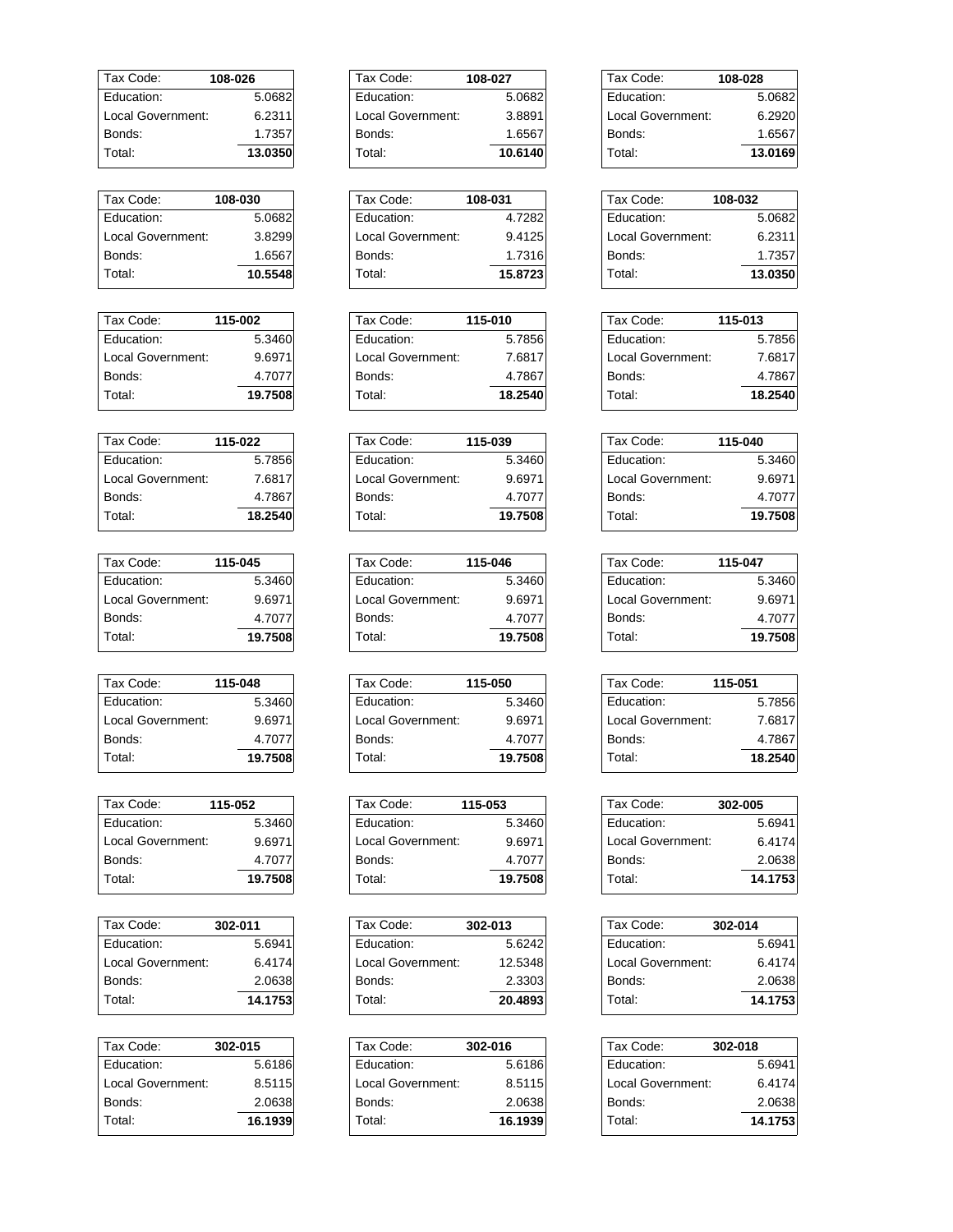| Tax Code: | 108-026 |
|---|---|
| Education: | 5.0682 |
| Local Government: | 6.2311 |
| Bonds: | 1.7357 |
| Total: | **13.0350** |

| Tax Code: | 108-027 |
|---|---|
| Education: | 5.0682 |
| Local Government: | 3.8891 |
| Bonds: | 1.6567 |
| Total: | **10.6140** |

| Tax Code: | 108-028 |
|---|---|
| Education: | 5.0682 |
| Local Government: | 6.2920 |
| Bonds: | 1.6567 |
| Total: | **13.0169** |

| Tax Code: | 108-030 |
|---|---|
| Education: | 5.0682 |
| Local Government: | 3.8299 |
| Bonds: | 1.6567 |
| Total: | **10.5548** |

| Tax Code: | 108-031 |
|---|---|
| Education: | 4.7282 |
| Local Government: | 9.4125 |
| Bonds: | 1.7316 |
| Total: | **15.8723** |

| Tax Code: | 108-032 |
|---|---|
| Education: | 5.0682 |
| Local Government: | 6.2311 |
| Bonds: | 1.7357 |
| Total: | **13.0350** |

| Tax Code: | 115-002 |
|---|---|
| Education: | 5.3460 |
| Local Government: | 9.6971 |
| Bonds: | 4.7077 |
| Total: | **19.7508** |

| Tax Code: | 115-010 |
|---|---|
| Education: | 5.7856 |
| Local Government: | 7.6817 |
| Bonds: | 4.7867 |
| Total: | **18.2540** |

| Tax Code: | 115-013 |
|---|---|
| Education: | 5.7856 |
| Local Government: | 7.6817 |
| Bonds: | 4.7867 |
| Total: | **18.2540** |

| Tax Code: | 115-022 |
|---|---|
| Education: | 5.7856 |
| Local Government: | 7.6817 |
| Bonds: | 4.7867 |
| Total: | **18.2540** |

| Tax Code: | 115-039 |
|---|---|
| Education: | 5.3460 |
| Local Government: | 9.6971 |
| Bonds: | 4.7077 |
| Total: | **19.7508** |

| Tax Code: | 115-040 |
|---|---|
| Education: | 5.3460 |
| Local Government: | 9.6971 |
| Bonds: | 4.7077 |
| Total: | **19.7508** |

| Tax Code: | 115-045 |
|---|---|
| Education: | 5.3460 |
| Local Government: | 9.6971 |
| Bonds: | 4.7077 |
| Total: | **19.7508** |

| Tax Code: | 115-046 |
|---|---|
| Education: | 5.3460 |
| Local Government: | 9.6971 |
| Bonds: | 4.7077 |
| Total: | **19.7508** |

| Tax Code: | 115-047 |
|---|---|
| Education: | 5.3460 |
| Local Government: | 9.6971 |
| Bonds: | 4.7077 |
| Total: | **19.7508** |

| Tax Code: | 115-048 |
|---|---|
| Education: | 5.3460 |
| Local Government: | 9.6971 |
| Bonds: | 4.7077 |
| Total: | **19.7508** |

| Tax Code: | 115-050 |
|---|---|
| Education: | 5.3460 |
| Local Government: | 9.6971 |
| Bonds: | 4.7077 |
| Total: | **19.7508** |

| Tax Code: | 115-051 |
|---|---|
| Education: | 5.7856 |
| Local Government: | 7.6817 |
| Bonds: | 4.7867 |
| Total: | **18.2540** |

| Tax Code: | 115-052 |
|---|---|
| Education: | 5.3460 |
| Local Government: | 9.6971 |
| Bonds: | 4.7077 |
| Total: | **19.7508** |

| Tax Code: | 115-053 |
|---|---|
| Education: | 5.3460 |
| Local Government: | 9.6971 |
| Bonds: | 4.7077 |
| Total: | **19.7508** |

| Tax Code: | 302-005 |
|---|---|
| Education: | 5.6941 |
| Local Government: | 6.4174 |
| Bonds: | 2.0638 |
| Total: | **14.1753** |

| Tax Code: | 302-011 |
|---|---|
| Education: | 5.6941 |
| Local Government: | 6.4174 |
| Bonds: | 2.0638 |
| Total: | **14.1753** |

| Tax Code: | 302-013 |
|---|---|
| Education: | 5.6242 |
| Local Government: | 12.5348 |
| Bonds: | 2.3303 |
| Total: | **20.4893** |

| Tax Code: | 302-014 |
|---|---|
| Education: | 5.6941 |
| Local Government: | 6.4174 |
| Bonds: | 2.0638 |
| Total: | **14.1753** |

| Tax Code: | 302-015 |
|---|---|
| Education: | 5.6186 |
| Local Government: | 8.5115 |
| Bonds: | 2.0638 |
| Total: | **16.1939** |

| Tax Code: | 302-016 |
|---|---|
| Education: | 5.6186 |
| Local Government: | 8.5115 |
| Bonds: | 2.0638 |
| Total: | **16.1939** |

| Tax Code: | 302-018 |
|---|---|
| Education: | 5.6941 |
| Local Government: | 6.4174 |
| Bonds: | 2.0638 |
| Total: | **14.1753** |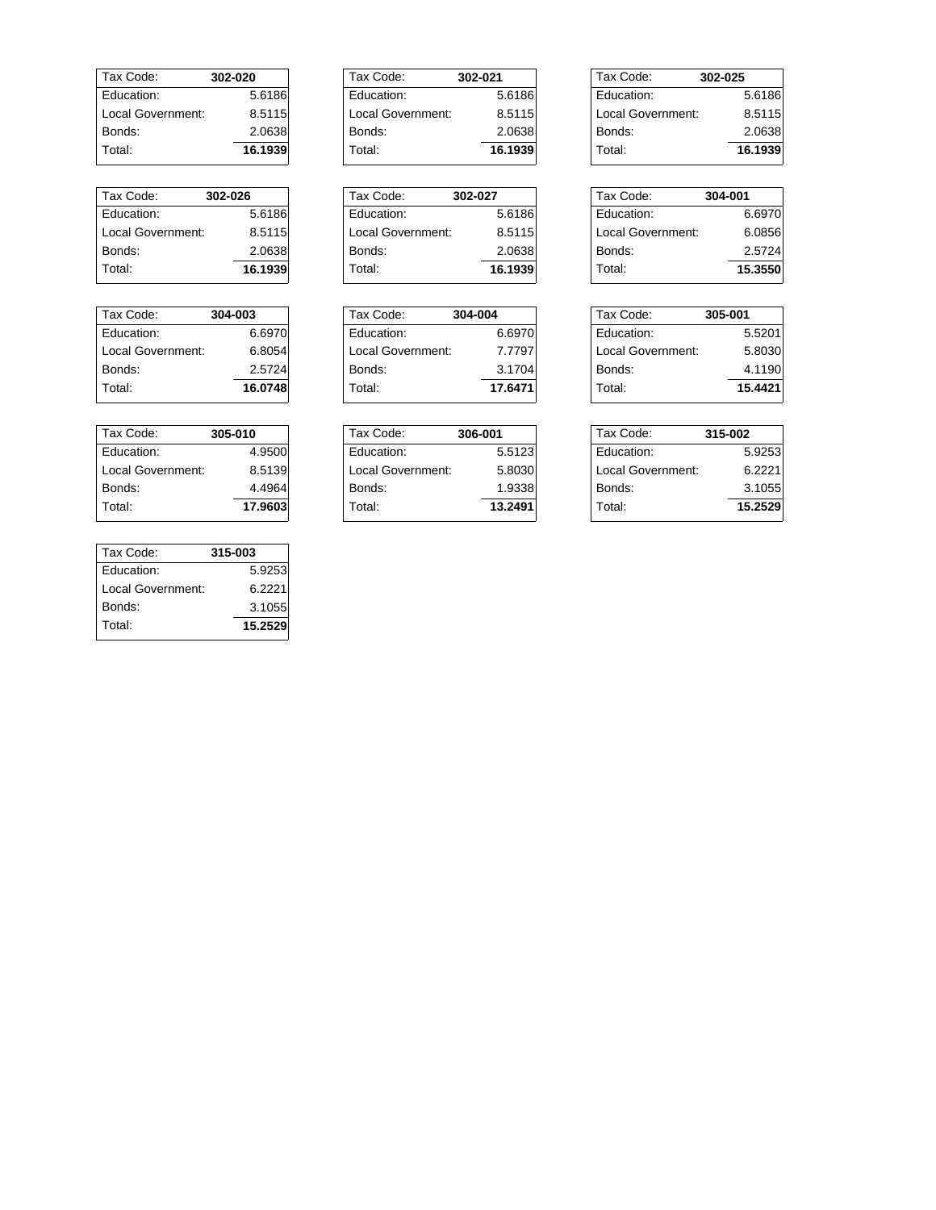| Tax Code: | 302-020 |
| --- | --- |
| Education: | 5.6186 |
| Local Government: | 8.5115 |
| Bonds: | 2.0638 |
| Total: | **16.1939** |

| Tax Code: | 302-021 |
| --- | --- |
| Education: | 5.6186 |
| Local Government: | 8.5115 |
| Bonds: | 2.0638 |
| Total: | **16.1939** |

| Tax Code: | 302-025 |
| --- | --- |
| Education: | 5.6186 |
| Local Government: | 8.5115 |
| Bonds: | 2.0638 |
| Total: | **16.1939** |

| Tax Code: | 302-026 |
| --- | --- |
| Education: | 5.6186 |
| Local Government: | 8.5115 |
| Bonds: | 2.0638 |
| Total: | **16.1939** |

| Tax Code: | 302-027 |
| --- | --- |
| Education: | 5.6186 |
| Local Government: | 8.5115 |
| Bonds: | 2.0638 |
| Total: | **16.1939** |

| Tax Code: | 304-001 |
| --- | --- |
| Education: | 6.6970 |
| Local Government: | 6.0856 |
| Bonds: | 2.5724 |
| Total: | **15.3550** |

| Tax Code: | 304-003 |
| --- | --- |
| Education: | 6.6970 |
| Local Government: | 6.8054 |
| Bonds: | 2.5724 |
| Total: | **16.0748** |

| Tax Code: | 304-004 |
| --- | --- |
| Education: | 6.6970 |
| Local Government: | 7.7797 |
| Bonds: | 3.1704 |
| Total: | **17.6471** |

| Tax Code: | 305-001 |
| --- | --- |
| Education: | 5.5201 |
| Local Government: | 5.8030 |
| Bonds: | 4.1190 |
| Total: | **15.4421** |

| Tax Code: | 305-010 |
| --- | --- |
| Education: | 4.9500 |
| Local Government: | 8.5139 |
| Bonds: | 4.4964 |
| Total: | **17.9603** |

| Tax Code: | 306-001 |
| --- | --- |
| Education: | 5.5123 |
| Local Government: | 5.8030 |
| Bonds: | 1.9338 |
| Total: | **13.2491** |

| Tax Code: | 315-002 |
| --- | --- |
| Education: | 5.9253 |
| Local Government: | 6.2221 |
| Bonds: | 3.1055 |
| Total: | **15.2529** |

| Tax Code: | 315-003 |
| --- | --- |
| Education: | 5.9253 |
| Local Government: | 6.2221 |
| Bonds: | 3.1055 |
| Total: | **15.2529** |